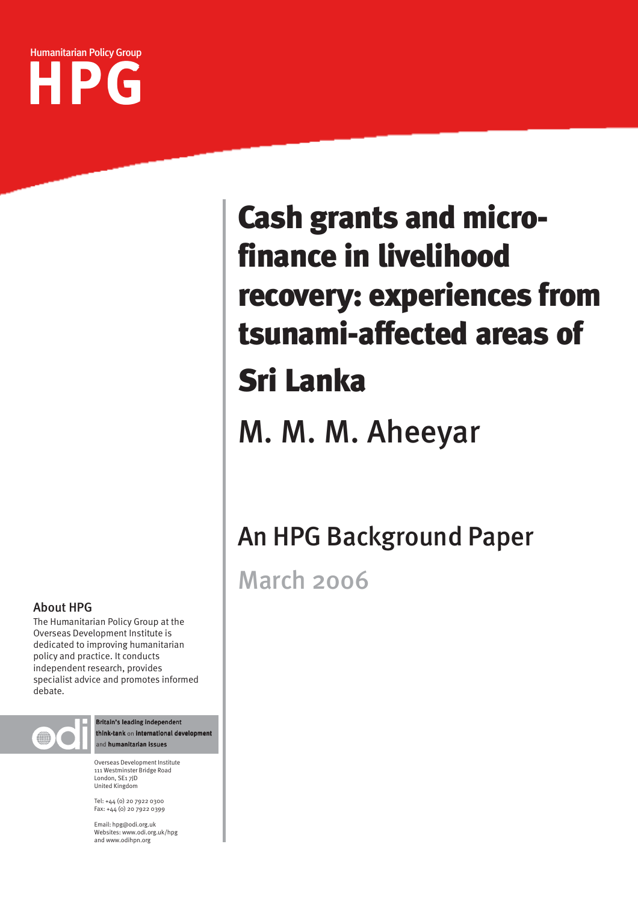Humanitarian Policy Group

# HPG

# Cash grants and micro-finance in livelihood recovery: experiences from tsunami-affected areas of Sri Lanka

## M. M. M. Aheeyar

## An HPG Background Paper

March 2006

**About HPG**

The Humanitarian Policy Group at the Overseas Development Institute is dedicated to improving humanitarian policy and practice. It conducts independent research, provides specialist advice and promotes informed debate.

odi — **Britain's leading independent think-tank** on **international development** and **humanitarian issues**

Overseas Development Institute
111 Westminster Bridge Road
London, SE1 7JD
United Kingdom

Tel: +44 (0) 20 7922 0300
Fax: +44 (0) 20 7922 0399

Email: hpg@odi.org.uk
Websites: www.odi.org.uk/hpg
and www.odihpn.org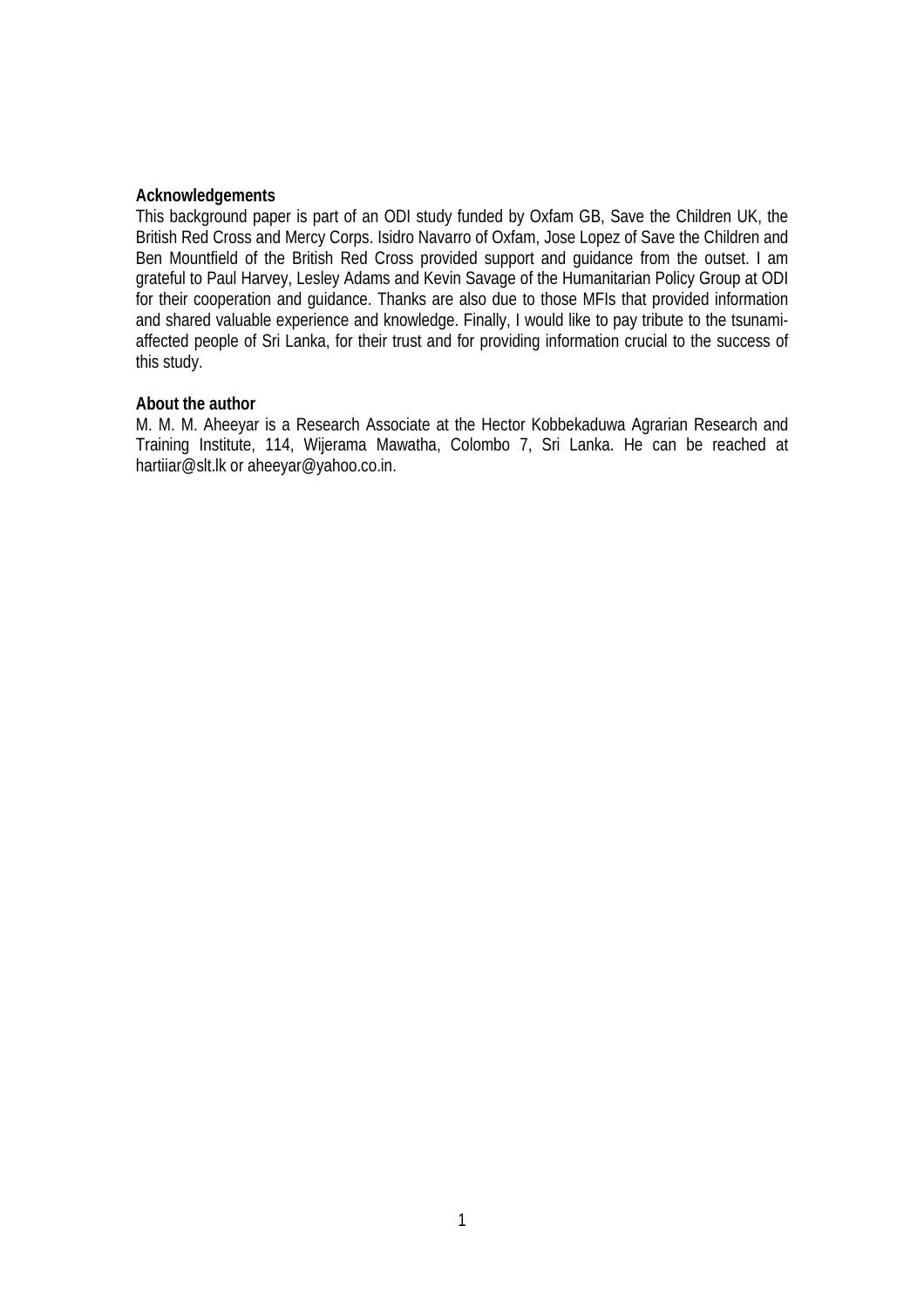**Acknowledgements**

This background paper is part of an ODI study funded by Oxfam GB, Save the Children UK, the British Red Cross and Mercy Corps. Isidro Navarro of Oxfam, Jose Lopez of Save the Children and Ben Mountfield of the British Red Cross provided support and guidance from the outset. I am grateful to Paul Harvey, Lesley Adams and Kevin Savage of the Humanitarian Policy Group at ODI for their cooperation and guidance. Thanks are also due to those MFIs that provided information and shared valuable experience and knowledge. Finally, I would like to pay tribute to the tsunami-affected people of Sri Lanka, for their trust and for providing information crucial to the success of this study.

**About the author**

M. M. M. Aheeyar is a Research Associate at the Hector Kobbekaduwa Agrarian Research and Training Institute, 114, Wijerama Mawatha, Colombo 7, Sri Lanka. He can be reached at hartiiar@slt.lk or aheeyar@yahoo.co.in.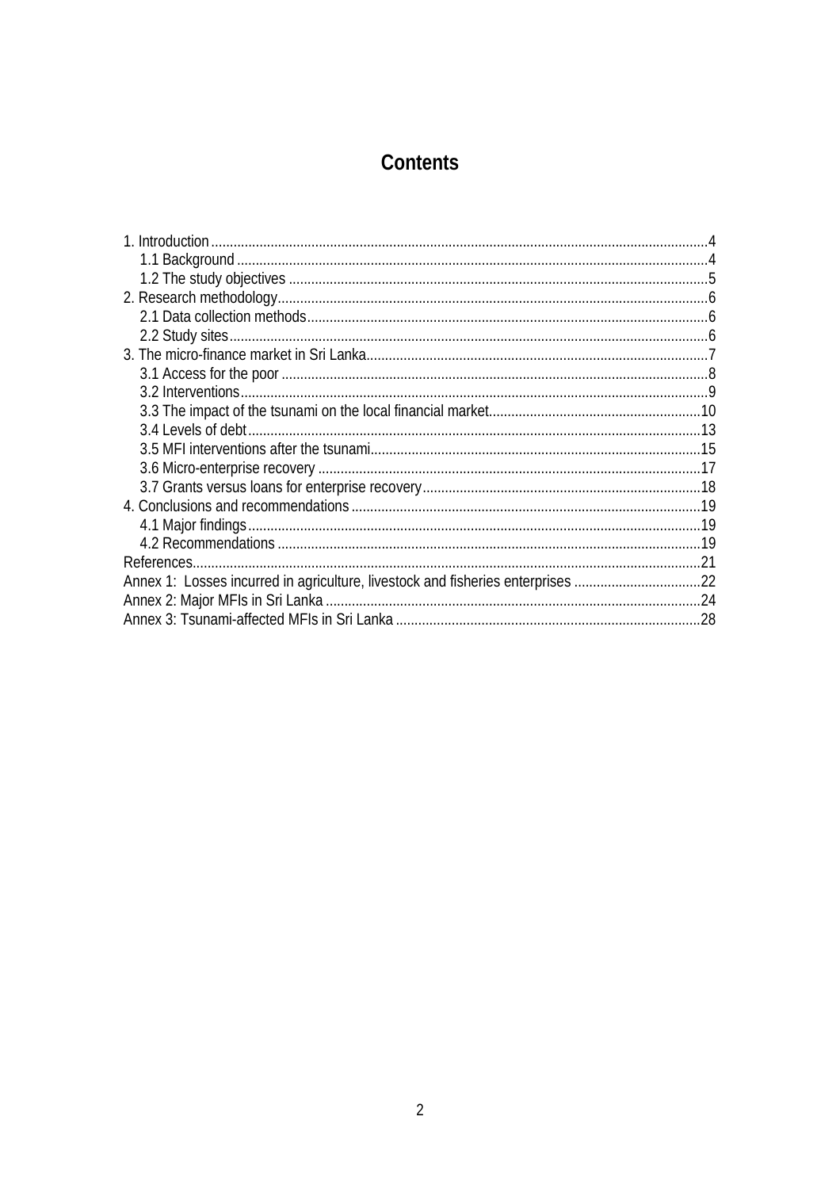# Contents

1. Introduction .......... 4
   1.1 Background .......... 4
   1.2 The study objectives .......... 5
2. Research methodology .......... 6
   2.1 Data collection methods .......... 6
   2.2 Study sites .......... 6
3. The micro-finance market in Sri Lanka .......... 7
   3.1 Access for the poor .......... 8
   3.2 Interventions .......... 9
   3.3 The impact of the tsunami on the local financial market .......... 10
   3.4 Levels of debt .......... 13
   3.5 MFI interventions after the tsunami .......... 15
   3.6 Micro-enterprise recovery .......... 17
   3.7 Grants versus loans for enterprise recovery .......... 18
4. Conclusions and recommendations .......... 19
   4.1 Major findings .......... 19
   4.2 Recommendations .......... 19

References .......... 21
Annex 1: Losses incurred in agriculture, livestock and fisheries enterprises .......... 22
Annex 2: Major MFIs in Sri Lanka .......... 24
Annex 3: Tsunami-affected MFIs in Sri Lanka .......... 28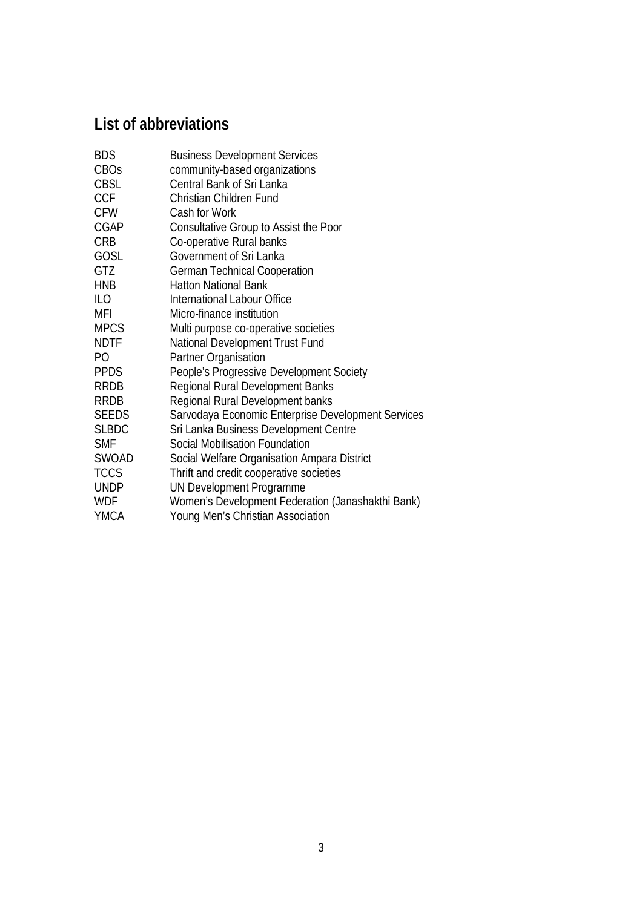## List of abbreviations

| | |
|---|---|
| BDS | Business Development Services |
| CBOs | community-based organizations |
| CBSL | Central Bank of Sri Lanka |
| CCF | Christian Children Fund |
| CFW | Cash for Work |
| CGAP | Consultative Group to Assist the Poor |
| CRB | Co-operative Rural banks |
| GOSL | Government of Sri Lanka |
| GTZ | German Technical Cooperation |
| HNB | Hatton National Bank |
| ILO | International Labour Office |
| MFI | Micro-finance institution |
| MPCS | Multi purpose co-operative societies |
| NDTF | National Development Trust Fund |
| PO | Partner Organisation |
| PPDS | People's Progressive Development Society |
| RRDB | Regional Rural Development Banks |
| RRDB | Regional Rural Development banks |
| SEEDS | Sarvodaya Economic Enterprise Development Services |
| SLBDC | Sri Lanka Business Development Centre |
| SMF | Social Mobilisation Foundation |
| SWOAD | Social Welfare Organisation Ampara District |
| TCCS | Thrift and credit cooperative societies |
| UNDP | UN Development Programme |
| WDF | Women's Development Federation (Janashakthi Bank) |
| YMCA | Young Men's Christian Association |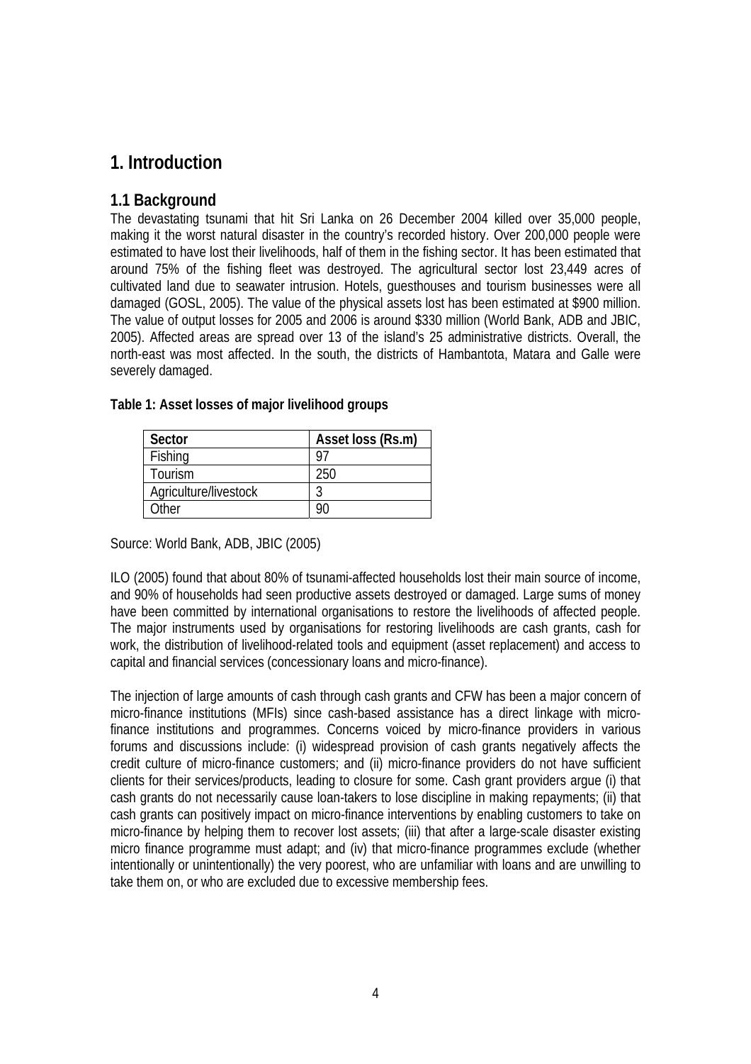# 1. Introduction

## 1.1 Background

The devastating tsunami that hit Sri Lanka on 26 December 2004 killed over 35,000 people, making it the worst natural disaster in the country's recorded history. Over 200,000 people were estimated to have lost their livelihoods, half of them in the fishing sector. It has been estimated that around 75% of the fishing fleet was destroyed. The agricultural sector lost 23,449 acres of cultivated land due to seawater intrusion. Hotels, guesthouses and tourism businesses were all damaged (GOSL, 2005). The value of the physical assets lost has been estimated at $900 million. The value of output losses for 2005 and 2006 is around $330 million (World Bank, ADB and JBIC, 2005). Affected areas are spread over 13 of the island's 25 administrative districts. Overall, the north-east was most affected. In the south, the districts of Hambantota, Matara and Galle were severely damaged.

**Table 1: Asset losses of major livelihood groups**

| Sector | Asset loss (Rs.m) |
|---|---|
| Fishing | 97 |
| Tourism | 250 |
| Agriculture/livestock | 3 |
| Other | 90 |

Source: World Bank, ADB, JBIC (2005)

ILO (2005) found that about 80% of tsunami-affected households lost their main source of income, and 90% of households had seen productive assets destroyed or damaged. Large sums of money have been committed by international organisations to restore the livelihoods of affected people. The major instruments used by organisations for restoring livelihoods are cash grants, cash for work, the distribution of livelihood-related tools and equipment (asset replacement) and access to capital and financial services (concessionary loans and micro-finance).

The injection of large amounts of cash through cash grants and CFW has been a major concern of micro-finance institutions (MFIs) since cash-based assistance has a direct linkage with micro-finance institutions and programmes. Concerns voiced by micro-finance providers in various forums and discussions include: (i) widespread provision of cash grants negatively affects the credit culture of micro-finance customers; and (ii) micro-finance providers do not have sufficient clients for their services/products, leading to closure for some. Cash grant providers argue (i) that cash grants do not necessarily cause loan-takers to lose discipline in making repayments; (ii) that cash grants can positively impact on micro-finance interventions by enabling customers to take on micro-finance by helping them to recover lost assets; (iii) that after a large-scale disaster existing micro finance programme must adapt; and (iv) that micro-finance programmes exclude (whether intentionally or unintentionally) the very poorest, who are unfamiliar with loans and are unwilling to take them on, or who are excluded due to excessive membership fees.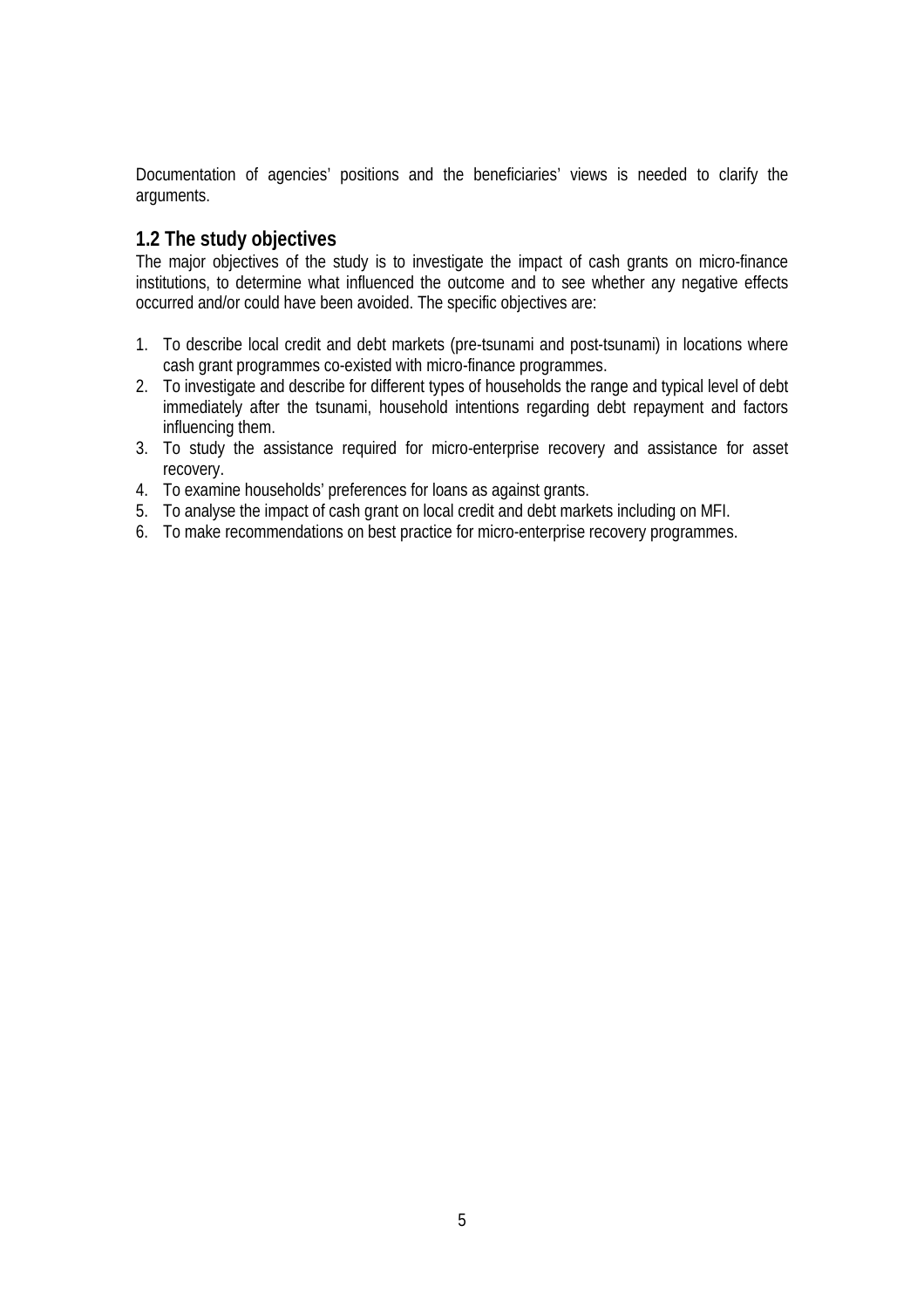Documentation of agencies' positions and the beneficiaries' views is needed to clarify the arguments.

## 1.2 The study objectives

The major objectives of the study is to investigate the impact of cash grants on micro-finance institutions, to determine what influenced the outcome and to see whether any negative effects occurred and/or could have been avoided. The specific objectives are:

1. To describe local credit and debt markets (pre-tsunami and post-tsunami) in locations where cash grant programmes co-existed with micro-finance programmes.
2. To investigate and describe for different types of households the range and typical level of debt immediately after the tsunami, household intentions regarding debt repayment and factors influencing them.
3. To study the assistance required for micro-enterprise recovery and assistance for asset recovery.
4. To examine households' preferences for loans as against grants.
5. To analyse the impact of cash grant on local credit and debt markets including on MFI.
6. To make recommendations on best practice for micro-enterprise recovery programmes.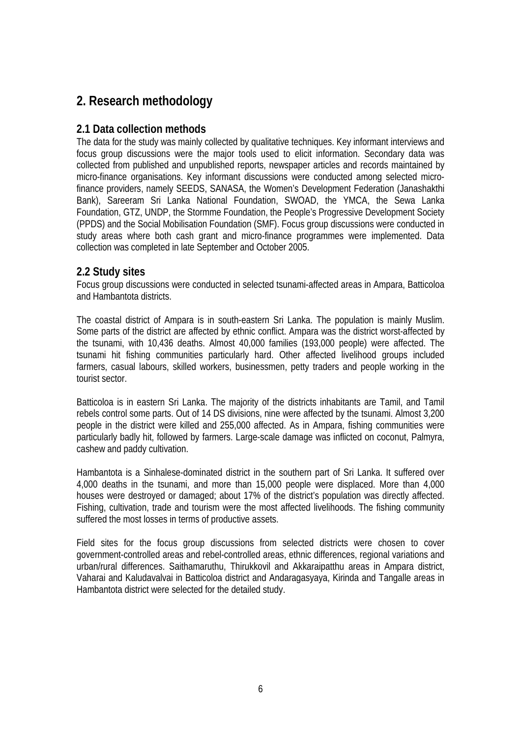# 2. Research methodology

## 2.1 Data collection methods

The data for the study was mainly collected by qualitative techniques. Key informant interviews and focus group discussions were the major tools used to elicit information. Secondary data was collected from published and unpublished reports, newspaper articles and records maintained by micro-finance organisations. Key informant discussions were conducted among selected micro-finance providers, namely SEEDS, SANASA, the Women's Development Federation (Janashakthi Bank), Sareeram Sri Lanka National Foundation, SWOAD, the YMCA, the Sewa Lanka Foundation, GTZ, UNDP, the Stormme Foundation, the People's Progressive Development Society (PPDS) and the Social Mobilisation Foundation (SMF). Focus group discussions were conducted in study areas where both cash grant and micro-finance programmes were implemented. Data collection was completed in late September and October 2005.

## 2.2 Study sites

Focus group discussions were conducted in selected tsunami-affected areas in Ampara, Batticoloa and Hambantota districts.

The coastal district of Ampara is in south-eastern Sri Lanka. The population is mainly Muslim. Some parts of the district are affected by ethnic conflict. Ampara was the district worst-affected by the tsunami, with 10,436 deaths. Almost 40,000 families (193,000 people) were affected. The tsunami hit fishing communities particularly hard. Other affected livelihood groups included farmers, casual labours, skilled workers, businessmen, petty traders and people working in the tourist sector.

Batticoloa is in eastern Sri Lanka. The majority of the districts inhabitants are Tamil, and Tamil rebels control some parts. Out of 14 DS divisions, nine were affected by the tsunami. Almost 3,200 people in the district were killed and 255,000 affected. As in Ampara, fishing communities were particularly badly hit, followed by farmers. Large-scale damage was inflicted on coconut, Palmyra, cashew and paddy cultivation.

Hambantota is a Sinhalese-dominated district in the southern part of Sri Lanka. It suffered over 4,000 deaths in the tsunami, and more than 15,000 people were displaced. More than 4,000 houses were destroyed or damaged; about 17% of the district's population was directly affected. Fishing, cultivation, trade and tourism were the most affected livelihoods. The fishing community suffered the most losses in terms of productive assets.

Field sites for the focus group discussions from selected districts were chosen to cover government-controlled areas and rebel-controlled areas, ethnic differences, regional variations and urban/rural differences. Saithamaruthu, Thirukkovil and Akkaraipatthu areas in Ampara district, Vaharai and Kaludavalvai in Batticoloa district and Andaragasyaya, Kirinda and Tangalle areas in Hambantota district were selected for the detailed study.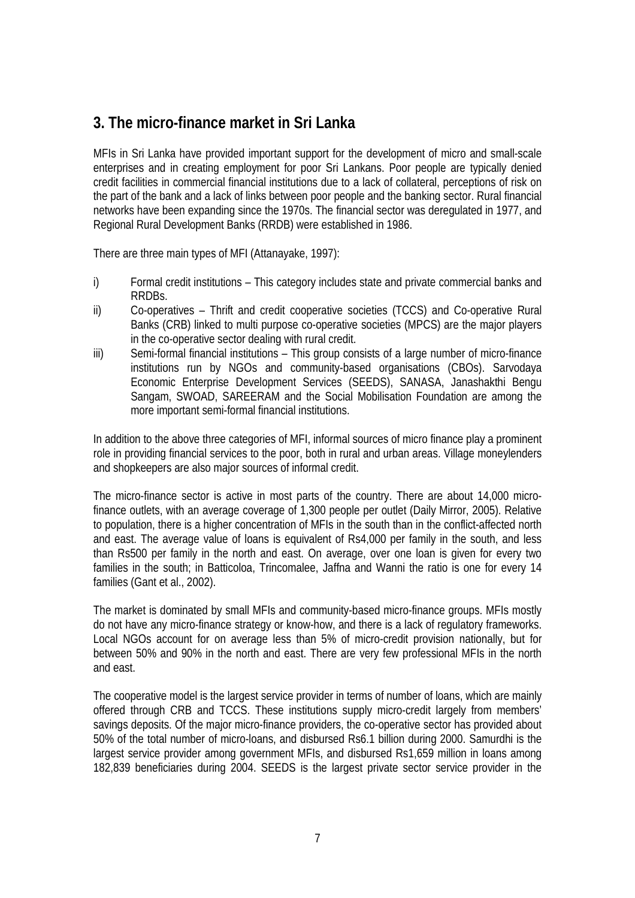## 3. The micro-finance market in Sri Lanka

MFIs in Sri Lanka have provided important support for the development of micro and small-scale enterprises and in creating employment for poor Sri Lankans. Poor people are typically denied credit facilities in commercial financial institutions due to a lack of collateral, perceptions of risk on the part of the bank and a lack of links between poor people and the banking sector. Rural financial networks have been expanding since the 1970s. The financial sector was deregulated in 1977, and Regional Rural Development Banks (RRDB) were established in 1986.

There are three main types of MFI (Attanayake, 1997):

i) Formal credit institutions – This category includes state and private commercial banks and RRDBs.
ii) Co-operatives – Thrift and credit cooperative societies (TCCS) and Co-operative Rural Banks (CRB) linked to multi purpose co-operative societies (MPCS) are the major players in the co-operative sector dealing with rural credit.
iii) Semi-formal financial institutions – This group consists of a large number of micro-finance institutions run by NGOs and community-based organisations (CBOs). Sarvodaya Economic Enterprise Development Services (SEEDS), SANASA, Janashakthi Bengu Sangam, SWOAD, SAREERAM and the Social Mobilisation Foundation are among the more important semi-formal financial institutions.

In addition to the above three categories of MFI, informal sources of micro finance play a prominent role in providing financial services to the poor, both in rural and urban areas. Village moneylenders and shopkeepers are also major sources of informal credit.

The micro-finance sector is active in most parts of the country. There are about 14,000 micro-finance outlets, with an average coverage of 1,300 people per outlet (Daily Mirror, 2005). Relative to population, there is a higher concentration of MFIs in the south than in the conflict-affected north and east. The average value of loans is equivalent of Rs4,000 per family in the south, and less than Rs500 per family in the north and east. On average, over one loan is given for every two families in the south; in Batticoloa, Trincomalee, Jaffna and Wanni the ratio is one for every 14 families (Gant et al., 2002).

The market is dominated by small MFIs and community-based micro-finance groups. MFIs mostly do not have any micro-finance strategy or know-how, and there is a lack of regulatory frameworks. Local NGOs account for on average less than 5% of micro-credit provision nationally, but for between 50% and 90% in the north and east. There are very few professional MFIs in the north and east.

The cooperative model is the largest service provider in terms of number of loans, which are mainly offered through CRB and TCCS. These institutions supply micro-credit largely from members' savings deposits. Of the major micro-finance providers, the co-operative sector has provided about 50% of the total number of micro-loans, and disbursed Rs6.1 billion during 2000. Samurdhi is the largest service provider among government MFIs, and disbursed Rs1,659 million in loans among 182,839 beneficiaries during 2004. SEEDS is the largest private sector service provider in the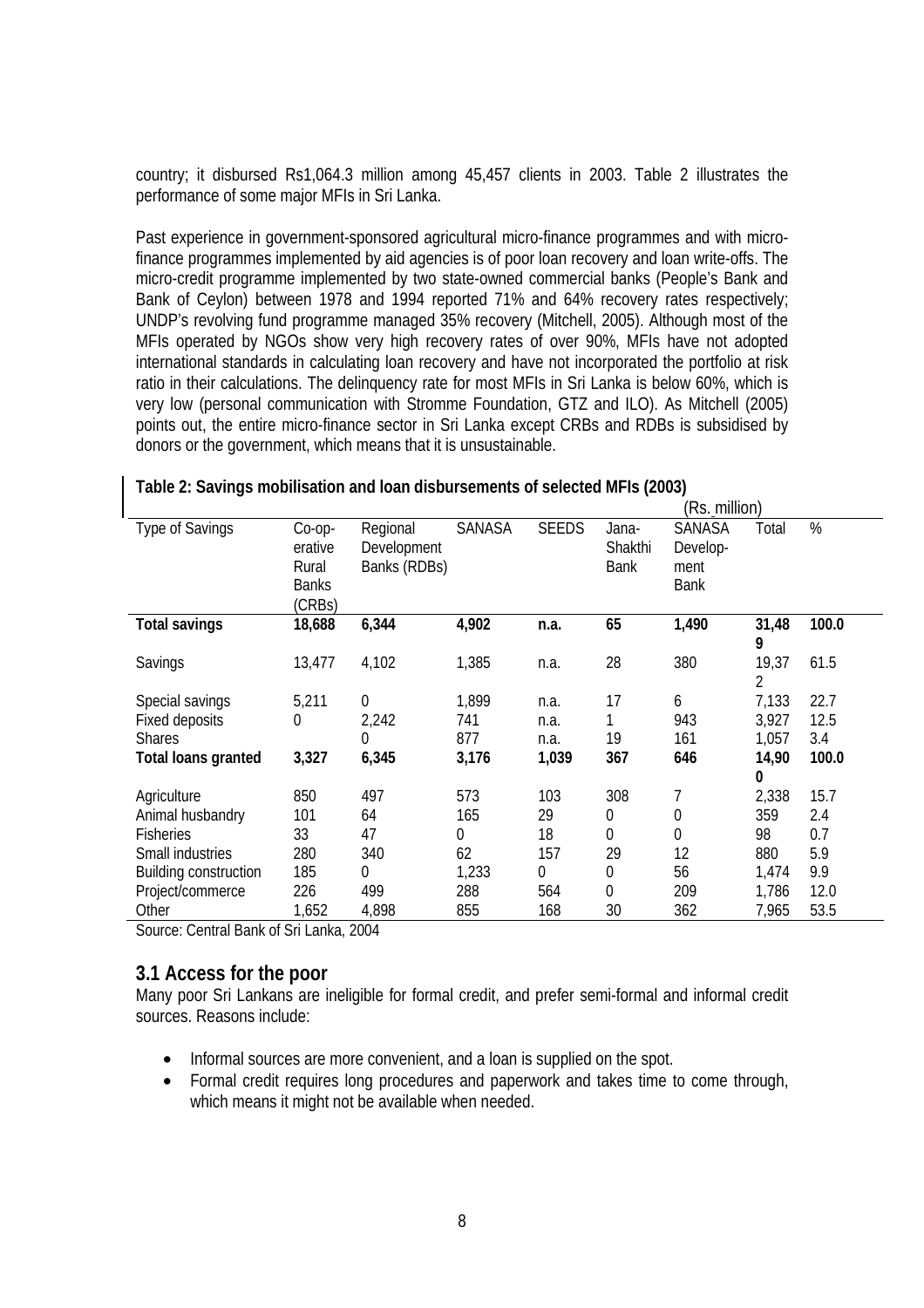country; it disbursed Rs1,064.3 million among 45,457 clients in 2003. Table 2 illustrates the performance of some major MFIs in Sri Lanka.

Past experience in government-sponsored agricultural micro-finance programmes and with micro-finance programmes implemented by aid agencies is of poor loan recovery and loan write-offs. The micro-credit programme implemented by two state-owned commercial banks (People's Bank and Bank of Ceylon) between 1978 and 1994 reported 71% and 64% recovery rates respectively; UNDP's revolving fund programme managed 35% recovery (Mitchell, 2005). Although most of the MFIs operated by NGOs show very high recovery rates of over 90%, MFIs have not adopted international standards in calculating loan recovery and have not incorporated the portfolio at risk ratio in their calculations. The delinquency rate for most MFIs in Sri Lanka is below 60%, which is very low (personal communication with Stromme Foundation, GTZ and ILO). As Mitchell (2005) points out, the entire micro-finance sector in Sri Lanka except CRBs and RDBs is subsidised by donors or the government, which means that it is unsustainable.

**Table 2: Savings mobilisation and loan disbursements of selected MFIs (2003)**

(Rs. million)

| Type of Savings | Co-operative Rural Banks (CRBs) | Regional Development Banks (RDBs) | SANASA | SEEDS | Jana-Shakthi Bank | SANASA Develop-ment Bank | Total | % |
|---|---|---|---|---|---|---|---|---|
| **Total savings** | **18,688** | **6,344** | **4,902** | **n.a.** | **65** | **1,490** | **31,489** | **100.0** |
| Savings | 13,477 | 4,102 | 1,385 | n.a. | 28 | 380 | 19,372 | 61.5 |
| Special savings | 5,211 | 0 | 1,899 | n.a. | 17 | 6 | 7,133 | 22.7 |
| Fixed deposits | 0 | 2,242 | 741 | n.a. | 1 | 943 | 3,927 | 12.5 |
| Shares | | 0 | 877 | n.a. | 19 | 161 | 1,057 | 3.4 |
| **Total loans granted** | **3,327** | **6,345** | **3,176** | **1,039** | **367** | **646** | **14,900** | **100.0** |
| Agriculture | 850 | 497 | 573 | 103 | 308 | 7 | 2,338 | 15.7 |
| Animal husbandry | 101 | 64 | 165 | 29 | 0 | 0 | 359 | 2.4 |
| Fisheries | 33 | 47 | 0 | 18 | 0 | 0 | 98 | 0.7 |
| Small industries | 280 | 340 | 62 | 157 | 29 | 12 | 880 | 5.9 |
| Building construction | 185 | 0 | 1,233 | 0 | 0 | 56 | 1,474 | 9.9 |
| Project/commerce | 226 | 499 | 288 | 564 | 0 | 209 | 1,786 | 12.0 |
| Other | 1,652 | 4,898 | 855 | 168 | 30 | 362 | 7,965 | 53.5 |

Source: Central Bank of Sri Lanka, 2004

## 3.1 Access for the poor

Many poor Sri Lankans are ineligible for formal credit, and prefer semi-formal and informal credit sources. Reasons include:

- Informal sources are more convenient, and a loan is supplied on the spot.
- Formal credit requires long procedures and paperwork and takes time to come through, which means it might not be available when needed.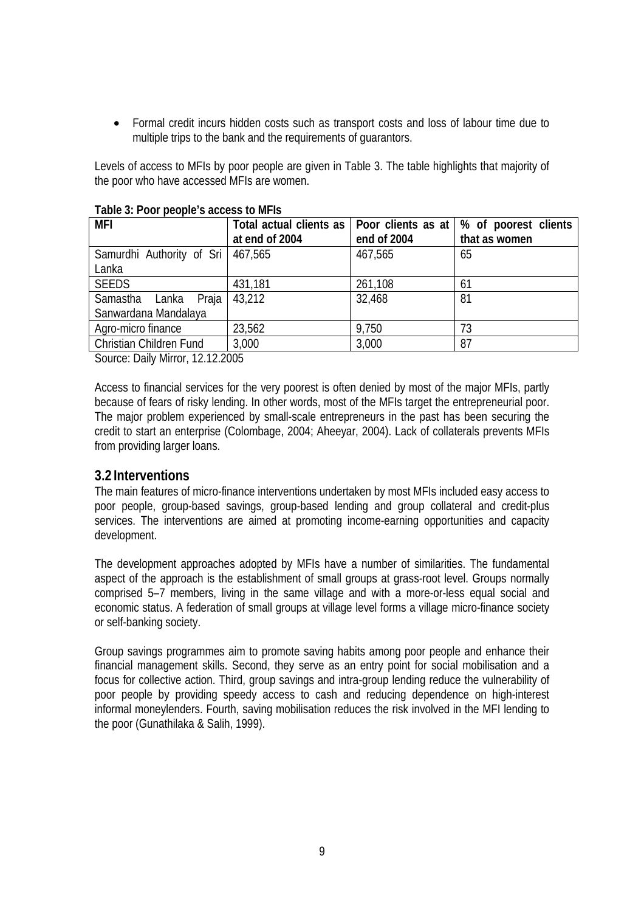- Formal credit incurs hidden costs such as transport costs and loss of labour time due to multiple trips to the bank and the requirements of guarantors.

Levels of access to MFIs by poor people are given in Table 3. The table highlights that majority of the poor who have accessed MFIs are women.

**Table 3: Poor people's access to MFIs**

| MFI | Total actual clients as at end of 2004 | Poor clients as at end of 2004 | % of poorest clients that as women |
|---|---|---|---|
| Samurdhi Authority of Sri Lanka | 467,565 | 467,565 | 65 |
| SEEDS | 431,181 | 261,108 | 61 |
| Samastha Lanka Praja Sanwardana Mandalaya | 43,212 | 32,468 | 81 |
| Agro-micro finance | 23,562 | 9,750 | 73 |
| Christian Children Fund | 3,000 | 3,000 | 87 |

Source: Daily Mirror, 12.12.2005

Access to financial services for the very poorest is often denied by most of the major MFIs, partly because of fears of risky lending. In other words, most of the MFIs target the entrepreneurial poor. The major problem experienced by small-scale entrepreneurs in the past has been securing the credit to start an enterprise (Colombage, 2004; Aheeyar, 2004). Lack of collaterals prevents MFIs from providing larger loans.

## 3.2 Interventions

The main features of micro-finance interventions undertaken by most MFIs included easy access to poor people, group-based savings, group-based lending and group collateral and credit-plus services. The interventions are aimed at promoting income-earning opportunities and capacity development.

The development approaches adopted by MFIs have a number of similarities. The fundamental aspect of the approach is the establishment of small groups at grass-root level. Groups normally comprised 5–7 members, living in the same village and with a more-or-less equal social and economic status. A federation of small groups at village level forms a village micro-finance society or self-banking society.

Group savings programmes aim to promote saving habits among poor people and enhance their financial management skills. Second, they serve as an entry point for social mobilisation and a focus for collective action. Third, group savings and intra-group lending reduce the vulnerability of poor people by providing speedy access to cash and reducing dependence on high-interest informal moneylenders. Fourth, saving mobilisation reduces the risk involved in the MFI lending to the poor (Gunathilaka & Salih, 1999).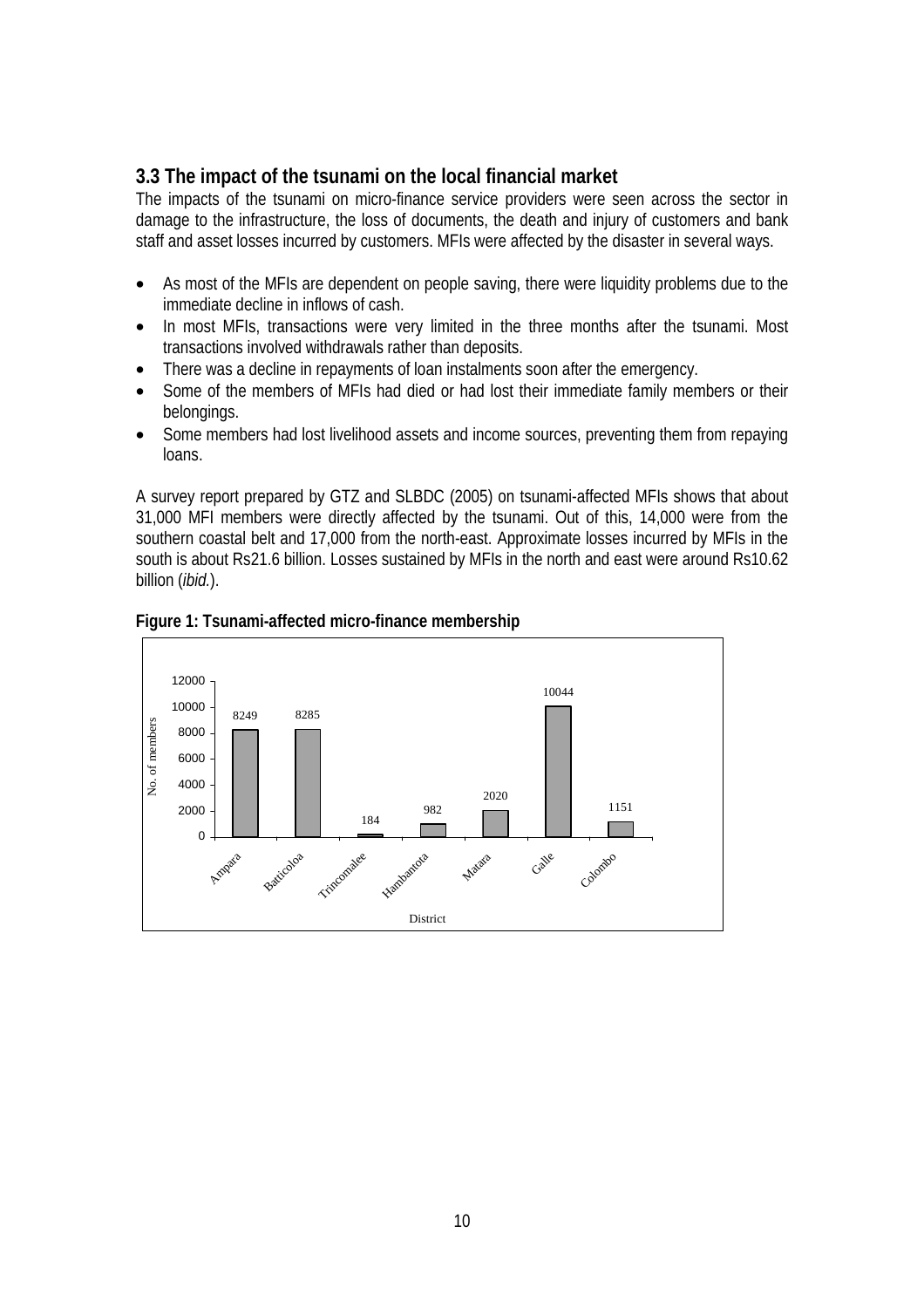### 3.3 The impact of the tsunami on the local financial market

The impacts of the tsunami on micro-finance service providers were seen across the sector in damage to the infrastructure, the loss of documents, the death and injury of customers and bank staff and asset losses incurred by customers. MFIs were affected by the disaster in several ways.

- As most of the MFIs are dependent on people saving, there were liquidity problems due to the immediate decline in inflows of cash.
- In most MFIs, transactions were very limited in the three months after the tsunami. Most transactions involved withdrawals rather than deposits.
- There was a decline in repayments of loan instalments soon after the emergency.
- Some of the members of MFIs had died or had lost their immediate family members or their belongings.
- Some members had lost livelihood assets and income sources, preventing them from repaying loans.

A survey report prepared by GTZ and SLBDC (2005) on tsunami-affected MFIs shows that about 31,000 MFI members were directly affected by the tsunami. Out of this, 14,000 were from the southern coastal belt and 17,000 from the north-east. Approximate losses incurred by MFIs in the south is about Rs21.6 billion. Losses sustained by MFIs in the north and east were around Rs10.62 billion (*ibid.*).

**Figure 1: Tsunami-affected micro-finance membership**

| District | No. of members |
|---|---|
| Ampara | 8249 |
| Batticoloa | 8285 |
| Trincomalee | 184 |
| Hambantota | 982 |
| Matara | 2020 |
| Galle | 10044 |
| Colombo | 1151 |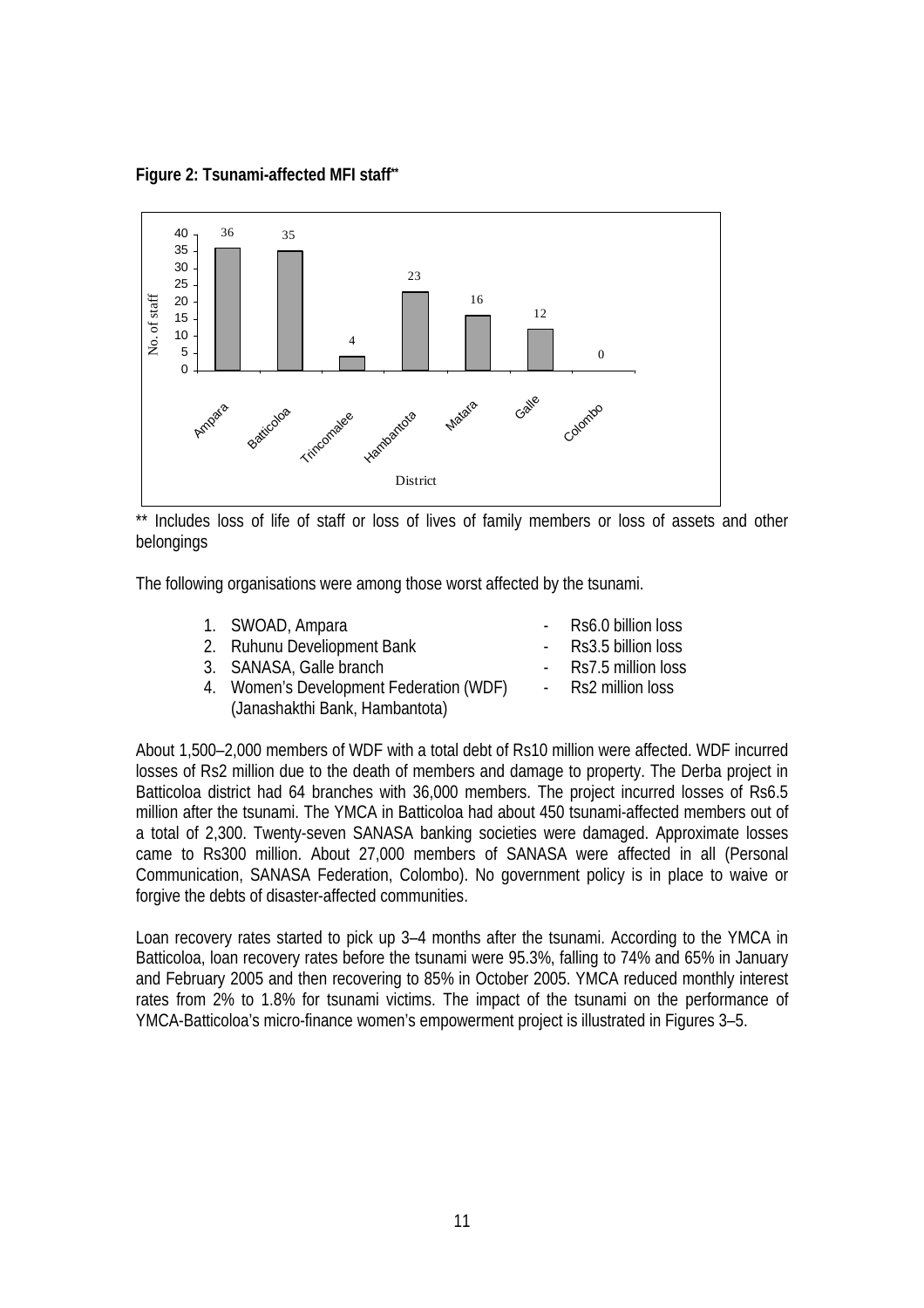**Figure 2: Tsunami-affected MFI staff****

| District | No. of staff |
|---|---|
| Ampara | 36 |
| Batticoloa | 35 |
| Trincomalee | 4 |
| Hambantota | 23 |
| Matara | 16 |
| Galle | 12 |
| Colombo | 0 |

** Includes loss of life of staff or loss of lives of family members or loss of assets and other belongings

The following organisations were among those worst affected by the tsunami.

1. SWOAD, Ampara - Rs6.0 billion loss
2. Ruhunu Develiopment Bank - Rs3.5 billion loss
3. SANASA, Galle branch - Rs7.5 million loss
4. Women's Development Federation (WDF) (Janashakthi Bank, Hambantota) - Rs2 million loss

About 1,500–2,000 members of WDF with a total debt of Rs10 million were affected. WDF incurred losses of Rs2 million due to the death of members and damage to property. The Derba project in Batticoloa district had 64 branches with 36,000 members. The project incurred losses of Rs6.5 million after the tsunami. The YMCA in Batticoloa had about 450 tsunami-affected members out of a total of 2,300. Twenty-seven SANASA banking societies were damaged. Approximate losses came to Rs300 million. About 27,000 members of SANASA were affected in all (Personal Communication, SANASA Federation, Colombo). No government policy is in place to waive or forgive the debts of disaster-affected communities.

Loan recovery rates started to pick up 3–4 months after the tsunami. According to the YMCA in Batticoloa, loan recovery rates before the tsunami were 95.3%, falling to 74% and 65% in January and February 2005 and then recovering to 85% in October 2005. YMCA reduced monthly interest rates from 2% to 1.8% for tsunami victims. The impact of the tsunami on the performance of YMCA-Batticoloa's micro-finance women's empowerment project is illustrated in Figures 3–5.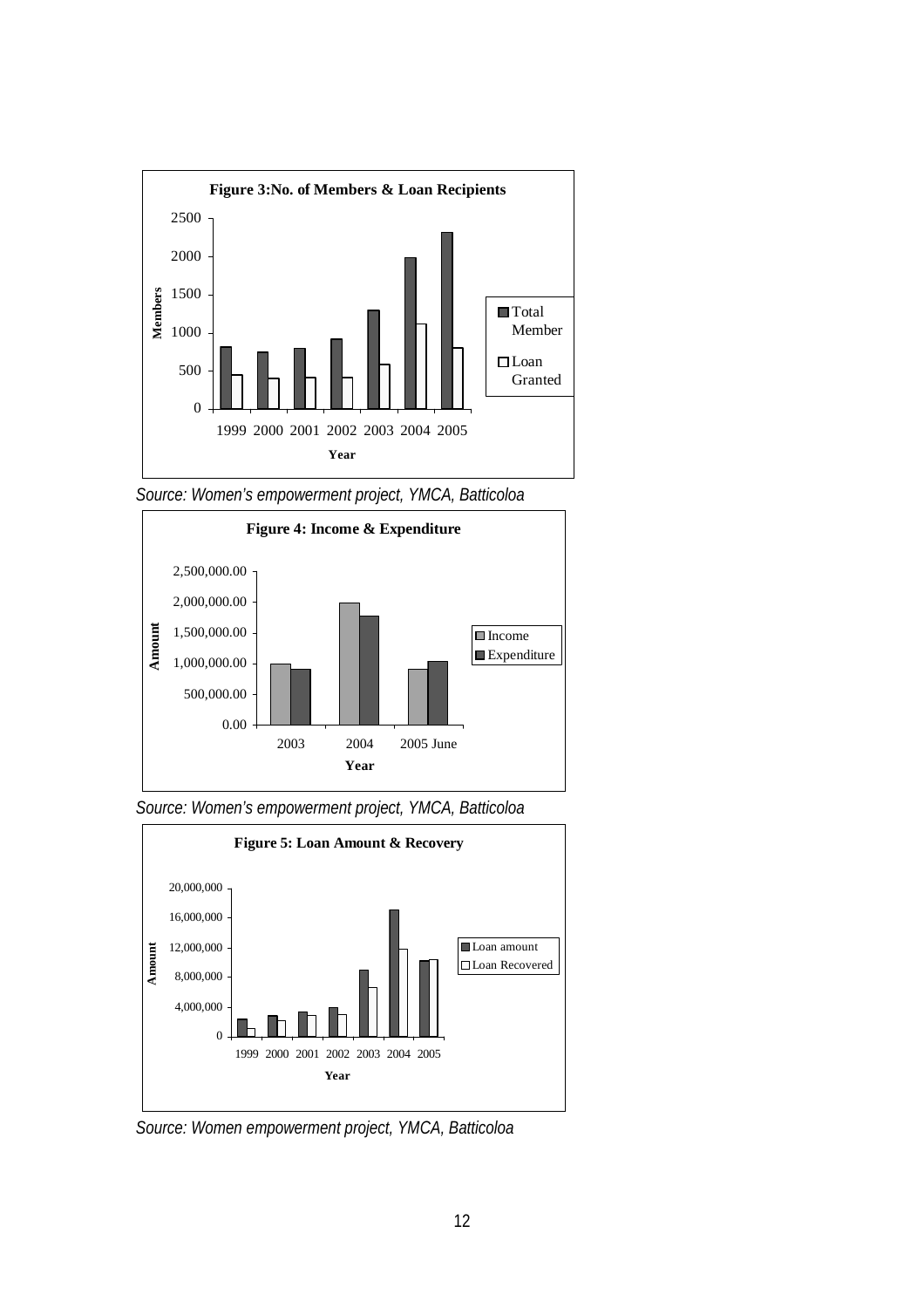**Figure 3:No. of Members & Loan Recipients**

*Source: Women's empowerment project, YMCA, Batticoloa*

**Figure 4: Income & Expenditure**

*Source: Women's empowerment project, YMCA, Batticoloa*

**Figure 5: Loan Amount & Recovery**

*Source: Women empowerment project, YMCA, Batticoloa*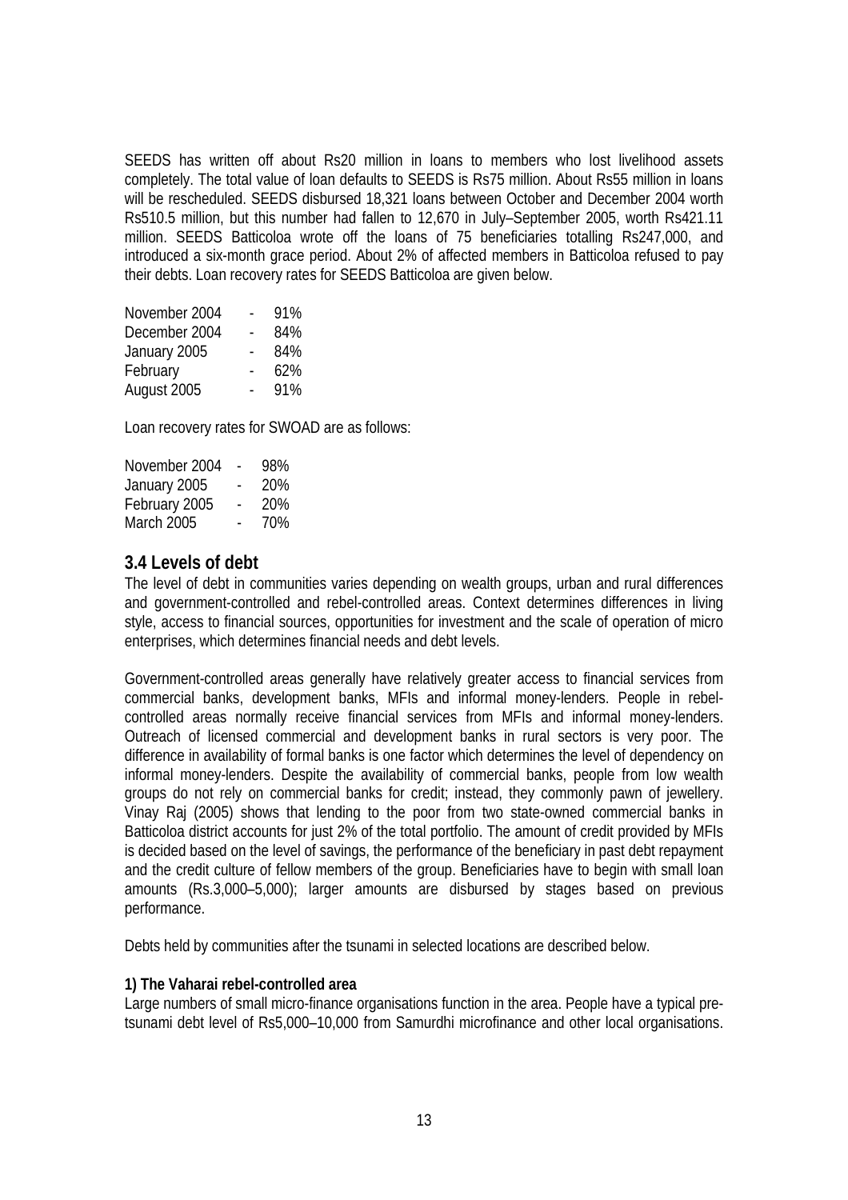SEEDS has written off about Rs20 million in loans to members who lost livelihood assets completely. The total value of loan defaults to SEEDS is Rs75 million. About Rs55 million in loans will be rescheduled. SEEDS disbursed 18,321 loans between October and December 2004 worth Rs510.5 million, but this number had fallen to 12,670 in July–September 2005, worth Rs421.11 million. SEEDS Batticoloa wrote off the loans of 75 beneficiaries totalling Rs247,000, and introduced a six-month grace period. About 2% of affected members in Batticoloa refused to pay their debts. Loan recovery rates for SEEDS Batticoloa are given below.

| | | |
|---|---|---|
| November 2004 | - | 91% |
| December 2004 | - | 84% |
| January 2005 | - | 84% |
| February | - | 62% |
| August 2005 | - | 91% |

Loan recovery rates for SWOAD are as follows:

| | | |
|---|---|---|
| November 2004 | - | 98% |
| January 2005 | - | 20% |
| February 2005 | - | 20% |
| March 2005 | - | 70% |

## 3.4 Levels of debt

The level of debt in communities varies depending on wealth groups, urban and rural differences and government-controlled and rebel-controlled areas. Context determines differences in living style, access to financial sources, opportunities for investment and the scale of operation of micro enterprises, which determines financial needs and debt levels.

Government-controlled areas generally have relatively greater access to financial services from commercial banks, development banks, MFIs and informal money-lenders. People in rebel-controlled areas normally receive financial services from MFIs and informal money-lenders. Outreach of licensed commercial and development banks in rural sectors is very poor. The difference in availability of formal banks is one factor which determines the level of dependency on informal money-lenders. Despite the availability of commercial banks, people from low wealth groups do not rely on commercial banks for credit; instead, they commonly pawn of jewellery. Vinay Raj (2005) shows that lending to the poor from two state-owned commercial banks in Batticoloa district accounts for just 2% of the total portfolio. The amount of credit provided by MFIs is decided based on the level of savings, the performance of the beneficiary in past debt repayment and the credit culture of fellow members of the group. Beneficiaries have to begin with small loan amounts (Rs.3,000–5,000); larger amounts are disbursed by stages based on previous performance.

Debts held by communities after the tsunami in selected locations are described below.

**1) The Vaharai rebel-controlled area**

Large numbers of small micro-finance organisations function in the area. People have a typical pre-tsunami debt level of Rs5,000–10,000 from Samurdhi microfinance and other local organisations.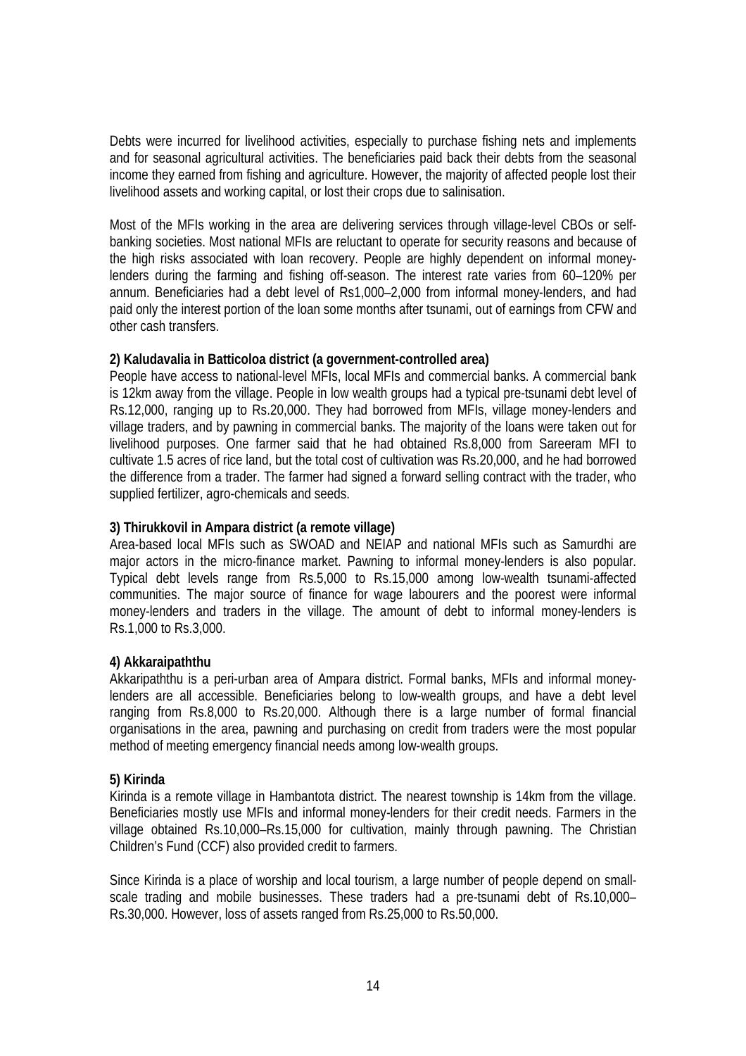Debts were incurred for livelihood activities, especially to purchase fishing nets and implements and for seasonal agricultural activities. The beneficiaries paid back their debts from the seasonal income they earned from fishing and agriculture. However, the majority of affected people lost their livelihood assets and working capital, or lost their crops due to salinisation.

Most of the MFIs working in the area are delivering services through village-level CBOs or self-banking societies. Most national MFIs are reluctant to operate for security reasons and because of the high risks associated with loan recovery. People are highly dependent on informal money-lenders during the farming and fishing off-season. The interest rate varies from 60–120% per annum. Beneficiaries had a debt level of Rs1,000–2,000 from informal money-lenders, and had paid only the interest portion of the loan some months after tsunami, out of earnings from CFW and other cash transfers.

**2) Kaludavalia in Batticoloa district (a government-controlled area)**

People have access to national-level MFIs, local MFIs and commercial banks. A commercial bank is 12km away from the village. People in low wealth groups had a typical pre-tsunami debt level of Rs.12,000, ranging up to Rs.20,000. They had borrowed from MFIs, village money-lenders and village traders, and by pawning in commercial banks. The majority of the loans were taken out for livelihood purposes. One farmer said that he had obtained Rs.8,000 from Sareeram MFI to cultivate 1.5 acres of rice land, but the total cost of cultivation was Rs.20,000, and he had borrowed the difference from a trader. The farmer had signed a forward selling contract with the trader, who supplied fertilizer, agro-chemicals and seeds.

**3) Thirukkovil in Ampara district (a remote village)**

Area-based local MFIs such as SWOAD and NEIAP and national MFIs such as Samurdhi are major actors in the micro-finance market. Pawning to informal money-lenders is also popular. Typical debt levels range from Rs.5,000 to Rs.15,000 among low-wealth tsunami-affected communities. The major source of finance for wage labourers and the poorest were informal money-lenders and traders in the village. The amount of debt to informal money-lenders is Rs.1,000 to Rs.3,000.

**4) Akkaraipaththu**

Akkaripaththu is a peri-urban area of Ampara district. Formal banks, MFIs and informal money-lenders are all accessible. Beneficiaries belong to low-wealth groups, and have a debt level ranging from Rs.8,000 to Rs.20,000. Although there is a large number of formal financial organisations in the area, pawning and purchasing on credit from traders were the most popular method of meeting emergency financial needs among low-wealth groups.

**5) Kirinda**

Kirinda is a remote village in Hambantota district. The nearest township is 14km from the village. Beneficiaries mostly use MFIs and informal money-lenders for their credit needs. Farmers in the village obtained Rs.10,000–Rs.15,000 for cultivation, mainly through pawning. The Christian Children's Fund (CCF) also provided credit to farmers.

Since Kirinda is a place of worship and local tourism, a large number of people depend on small-scale trading and mobile businesses. These traders had a pre-tsunami debt of Rs.10,000–Rs.30,000. However, loss of assets ranged from Rs.25,000 to Rs.50,000.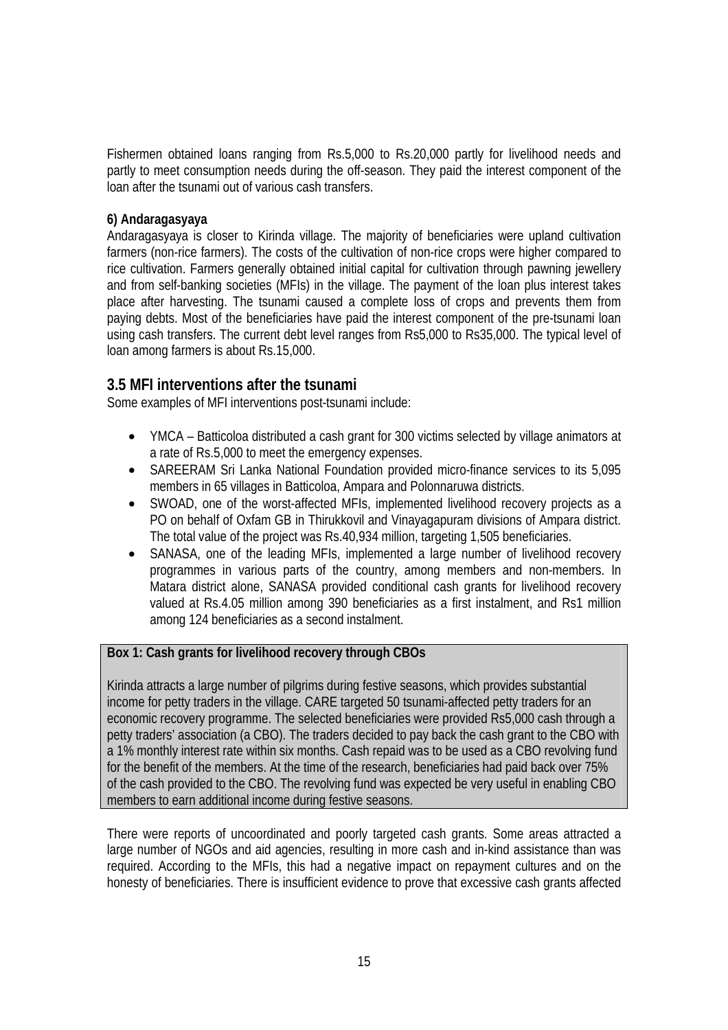Fishermen obtained loans ranging from Rs.5,000 to Rs.20,000 partly for livelihood needs and partly to meet consumption needs during the off-season. They paid the interest component of the loan after the tsunami out of various cash transfers.

**6) Andaragasyaya**

Andaragasyaya is closer to Kirinda village. The majority of beneficiaries were upland cultivation farmers (non-rice farmers). The costs of the cultivation of non-rice crops were higher compared to rice cultivation. Farmers generally obtained initial capital for cultivation through pawning jewellery and from self-banking societies (MFIs) in the village. The payment of the loan plus interest takes place after harvesting. The tsunami caused a complete loss of crops and prevents them from paying debts. Most of the beneficiaries have paid the interest component of the pre-tsunami loan using cash transfers. The current debt level ranges from Rs5,000 to Rs35,000. The typical level of loan among farmers is about Rs.15,000.

## 3.5 MFI interventions after the tsunami

Some examples of MFI interventions post-tsunami include:

- YMCA – Batticoloa distributed a cash grant for 300 victims selected by village animators at a rate of Rs.5,000 to meet the emergency expenses.
- SAREERAM Sri Lanka National Foundation provided micro-finance services to its 5,095 members in 65 villages in Batticoloa, Ampara and Polonnaruwa districts.
- SWOAD, one of the worst-affected MFIs, implemented livelihood recovery projects as a PO on behalf of Oxfam GB in Thirukkovil and Vinayagapuram divisions of Ampara district. The total value of the project was Rs.40,934 million, targeting 1,505 beneficiaries.
- SANASA, one of the leading MFIs, implemented a large number of livelihood recovery programmes in various parts of the country, among members and non-members. In Matara district alone, SANASA provided conditional cash grants for livelihood recovery valued at Rs.4.05 million among 390 beneficiaries as a first instalment, and Rs1 million among 124 beneficiaries as a second instalment.

**Box 1: Cash grants for livelihood recovery through CBOs**

Kirinda attracts a large number of pilgrims during festive seasons, which provides substantial income for petty traders in the village. CARE targeted 50 tsunami-affected petty traders for an economic recovery programme. The selected beneficiaries were provided Rs5,000 cash through a petty traders' association (a CBO). The traders decided to pay back the cash grant to the CBO with a 1% monthly interest rate within six months. Cash repaid was to be used as a CBO revolving fund for the benefit of the members. At the time of the research, beneficiaries had paid back over 75% of the cash provided to the CBO. The revolving fund was expected be very useful in enabling CBO members to earn additional income during festive seasons.

There were reports of uncoordinated and poorly targeted cash grants. Some areas attracted a large number of NGOs and aid agencies, resulting in more cash and in-kind assistance than was required. According to the MFIs, this had a negative impact on repayment cultures and on the honesty of beneficiaries. There is insufficient evidence to prove that excessive cash grants affected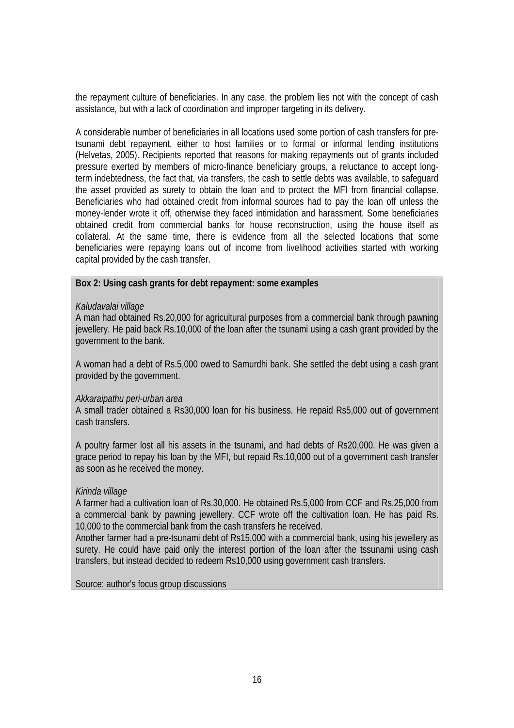the repayment culture of beneficiaries. In any case, the problem lies not with the concept of cash assistance, but with a lack of coordination and improper targeting in its delivery.

A considerable number of beneficiaries in all locations used some portion of cash transfers for pre-tsunami debt repayment, either to host families or to formal or informal lending institutions (Helvetas, 2005). Recipients reported that reasons for making repayments out of grants included pressure exerted by members of micro-finance beneficiary groups, a reluctance to accept long-term indebtedness, the fact that, via transfers, the cash to settle debts was available, to safeguard the asset provided as surety to obtain the loan and to protect the MFI from financial collapse. Beneficiaries who had obtained credit from informal sources had to pay the loan off unless the money-lender wrote it off, otherwise they faced intimidation and harassment. Some beneficiaries obtained credit from commercial banks for house reconstruction, using the house itself as collateral. At the same time, there is evidence from all the selected locations that some beneficiaries were repaying loans out of income from livelihood activities started with working capital provided by the cash transfer.

**Box 2: Using cash grants for debt repayment: some examples**

*Kaludavalai village*

A man had obtained Rs.20,000 for agricultural purposes from a commercial bank through pawning jewellery. He paid back Rs.10,000 of the loan after the tsunami using a cash grant provided by the government to the bank.

A woman had a debt of Rs.5,000 owed to Samurdhi bank. She settled the debt using a cash grant provided by the government.

*Akkaraipathu peri-urban area*

A small trader obtained a Rs30,000 loan for his business. He repaid Rs5,000 out of government cash transfers.

A poultry farmer lost all his assets in the tsunami, and had debts of Rs20,000. He was given a grace period to repay his loan by the MFI, but repaid Rs.10,000 out of a government cash transfer as soon as he received the money.

*Kirinda village*

A farmer had a cultivation loan of Rs.30,000. He obtained Rs.5,000 from CCF and Rs.25,000 from a commercial bank by pawning jewellery. CCF wrote off the cultivation loan. He has paid Rs. 10,000 to the commercial bank from the cash transfers he received.

Another farmer had a pre-tsunami debt of Rs15,000 with a commercial bank, using his jewellery as surety. He could have paid only the interest portion of the loan after the tssunami using cash transfers, but instead decided to redeem Rs10,000 using government cash transfers.

Source: author's focus group discussions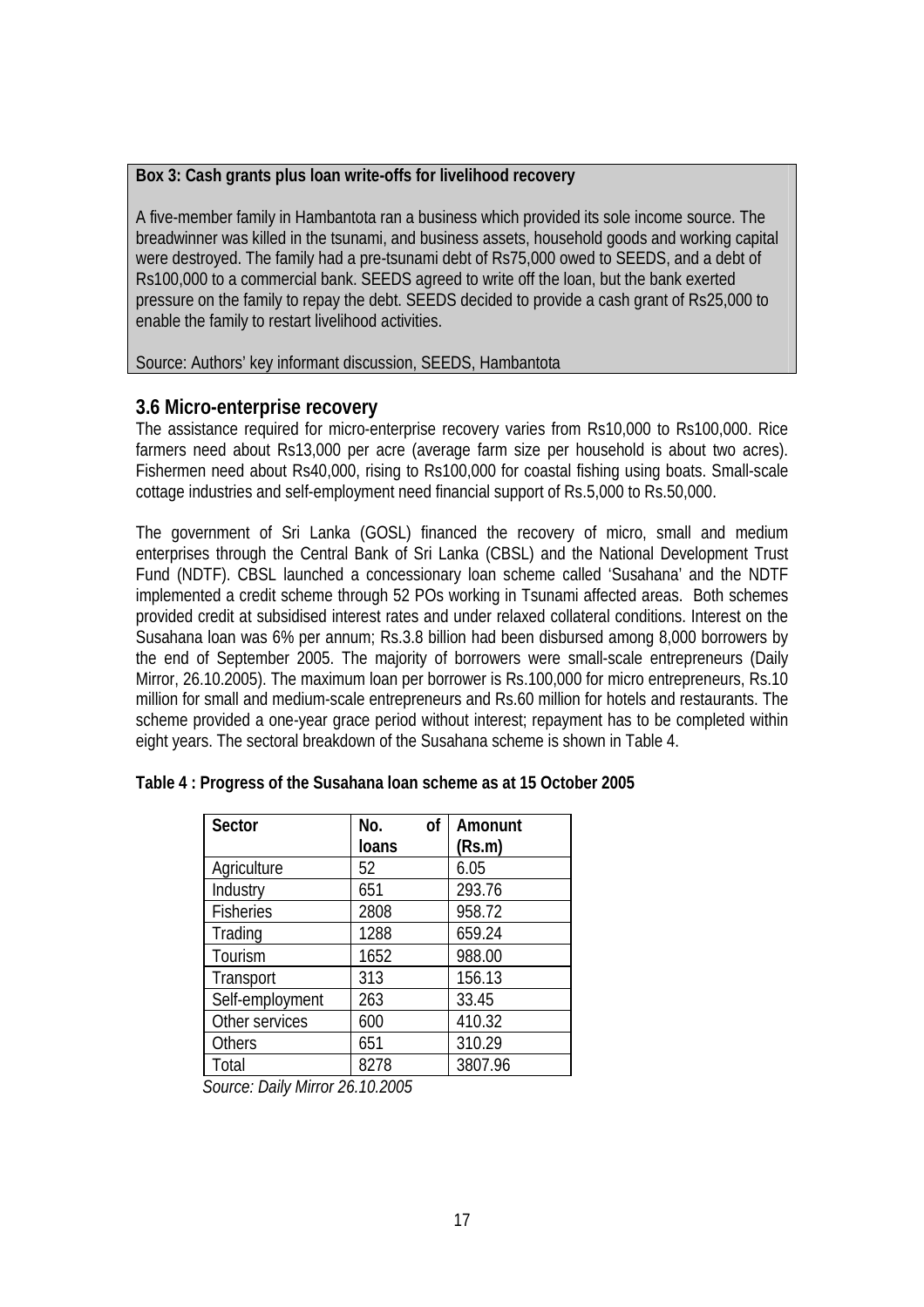**Box 3: Cash grants plus loan write-offs for livelihood recovery**

A five-member family in Hambantota ran a business which provided its sole income source. The breadwinner was killed in the tsunami, and business assets, household goods and working capital were destroyed. The family had a pre-tsunami debt of Rs75,000 owed to SEEDS, and a debt of Rs100,000 to a commercial bank. SEEDS agreed to write off the loan, but the bank exerted pressure on the family to repay the debt. SEEDS decided to provide a cash grant of Rs25,000 to enable the family to restart livelihood activities.

Source: Authors' key informant discussion, SEEDS, Hambantota

### 3.6 Micro-enterprise recovery

The assistance required for micro-enterprise recovery varies from Rs10,000 to Rs100,000. Rice farmers need about Rs13,000 per acre (average farm size per household is about two acres). Fishermen need about Rs40,000, rising to Rs100,000 for coastal fishing using boats. Small-scale cottage industries and self-employment need financial support of Rs.5,000 to Rs.50,000.

The government of Sri Lanka (GOSL) financed the recovery of micro, small and medium enterprises through the Central Bank of Sri Lanka (CBSL) and the National Development Trust Fund (NDTF). CBSL launched a concessionary loan scheme called 'Susahana' and the NDTF implemented a credit scheme through 52 POs working in Tsunami affected areas. Both schemes provided credit at subsidised interest rates and under relaxed collateral conditions. Interest on the Susahana loan was 6% per annum; Rs.3.8 billion had been disbursed among 8,000 borrowers by the end of September 2005. The majority of borrowers were small-scale entrepreneurs (Daily Mirror, 26.10.2005). The maximum loan per borrower is Rs.100,000 for micro entrepreneurs, Rs.10 million for small and medium-scale entrepreneurs and Rs.60 million for hotels and restaurants. The scheme provided a one-year grace period without interest; repayment has to be completed within eight years. The sectoral breakdown of the Susahana scheme is shown in Table 4.

**Table 4 : Progress of the Susahana loan scheme as at 15 October 2005**

| Sector | No. of loans | Amonunt (Rs.m) |
|---|---|---|
| Agriculture | 52 | 6.05 |
| Industry | 651 | 293.76 |
| Fisheries | 2808 | 958.72 |
| Trading | 1288 | 659.24 |
| Tourism | 1652 | 988.00 |
| Transport | 313 | 156.13 |
| Self-employment | 263 | 33.45 |
| Other services | 600 | 410.32 |
| Others | 651 | 310.29 |
| Total | 8278 | 3807.96 |

*Source: Daily Mirror 26.10.2005*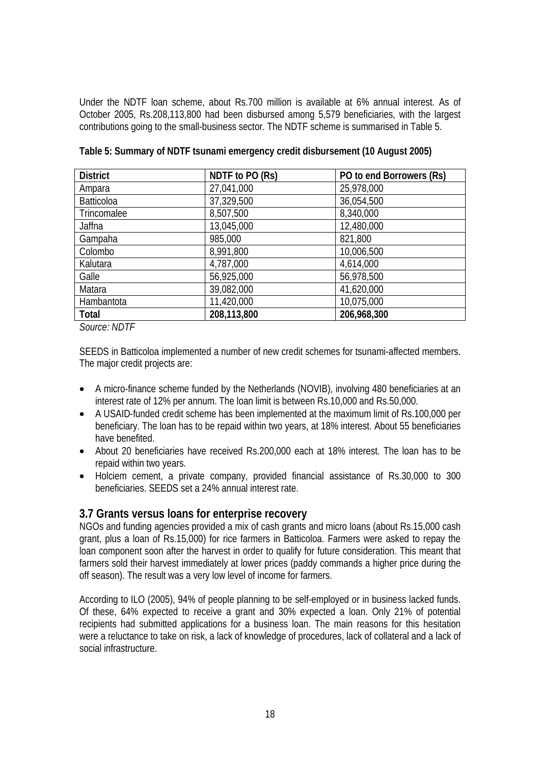Under the NDTF loan scheme, about Rs.700 million is available at 6% annual interest. As of October 2005, Rs.208,113,800 had been disbursed among 5,579 beneficiaries, with the largest contributions going to the small-business sector. The NDTF scheme is summarised in Table 5.

**Table 5: Summary of NDTF tsunami emergency credit disbursement (10 August 2005)**

| District | NDTF to PO (Rs) | PO to end Borrowers (Rs) |
|---|---|---|
| Ampara | 27,041,000 | 25,978,000 |
| Batticoloa | 37,329,500 | 36,054,500 |
| Trincomalee | 8,507,500 | 8,340,000 |
| Jaffna | 13,045,000 | 12,480,000 |
| Gampaha | 985,000 | 821,800 |
| Colombo | 8,991,800 | 10,006,500 |
| Kalutara | 4,787,000 | 4,614,000 |
| Galle | 56,925,000 | 56,978,500 |
| Matara | 39,082,000 | 41,620,000 |
| Hambantota | 11,420,000 | 10,075,000 |
| **Total** | **208,113,800** | **206,968,300** |

*Source: NDTF*

SEEDS in Batticoloa implemented a number of new credit schemes for tsunami-affected members. The major credit projects are:

- A micro-finance scheme funded by the Netherlands (NOVIB), involving 480 beneficiaries at an interest rate of 12% per annum. The loan limit is between Rs.10,000 and Rs.50,000.
- A USAID-funded credit scheme has been implemented at the maximum limit of Rs.100,000 per beneficiary. The loan has to be repaid within two years, at 18% interest. About 55 beneficiaries have benefited.
- About 20 beneficiaries have received Rs.200,000 each at 18% interest. The loan has to be repaid within two years.
- Holciem cement, a private company, provided financial assistance of Rs.30,000 to 300 beneficiaries. SEEDS set a 24% annual interest rate.

## 3.7 Grants versus loans for enterprise recovery

NGOs and funding agencies provided a mix of cash grants and micro loans (about Rs.15,000 cash grant, plus a loan of Rs.15,000) for rice farmers in Batticoloa. Farmers were asked to repay the loan component soon after the harvest in order to qualify for future consideration. This meant that farmers sold their harvest immediately at lower prices (paddy commands a higher price during the off season). The result was a very low level of income for farmers.

According to ILO (2005), 94% of people planning to be self-employed or in business lacked funds. Of these, 64% expected to receive a grant and 30% expected a loan. Only 21% of potential recipients had submitted applications for a business loan. The main reasons for this hesitation were a reluctance to take on risk, a lack of knowledge of procedures, lack of collateral and a lack of social infrastructure.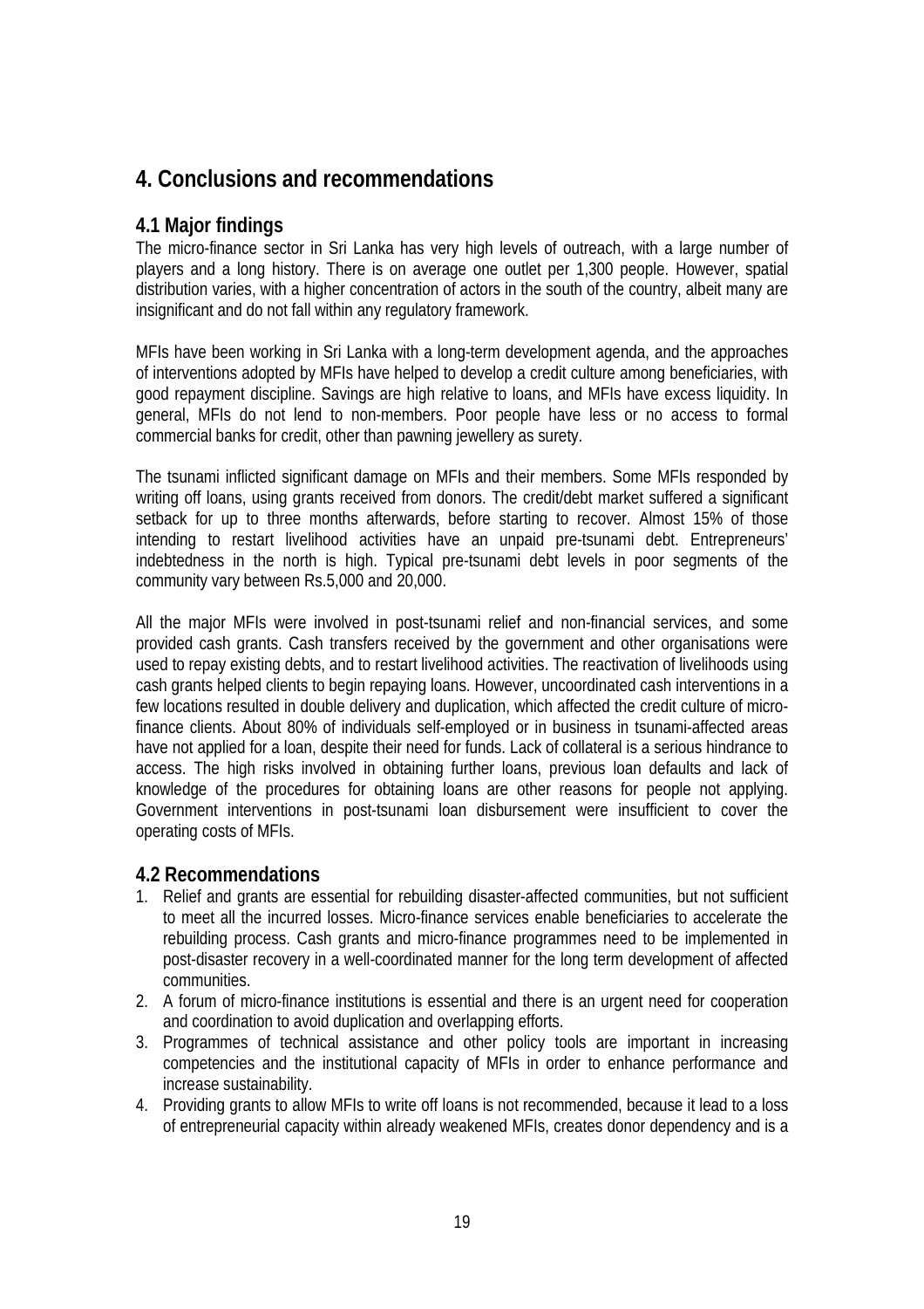# 4. Conclusions and recommendations

## 4.1 Major findings

The micro-finance sector in Sri Lanka has very high levels of outreach, with a large number of players and a long history. There is on average one outlet per 1,300 people. However, spatial distribution varies, with a higher concentration of actors in the south of the country, albeit many are insignificant and do not fall within any regulatory framework.

MFIs have been working in Sri Lanka with a long-term development agenda, and the approaches of interventions adopted by MFIs have helped to develop a credit culture among beneficiaries, with good repayment discipline. Savings are high relative to loans, and MFIs have excess liquidity. In general, MFIs do not lend to non-members. Poor people have less or no access to formal commercial banks for credit, other than pawning jewellery as surety.

The tsunami inflicted significant damage on MFIs and their members. Some MFIs responded by writing off loans, using grants received from donors. The credit/debt market suffered a significant setback for up to three months afterwards, before starting to recover. Almost 15% of those intending to restart livelihood activities have an unpaid pre-tsunami debt. Entrepreneurs' indebtedness in the north is high. Typical pre-tsunami debt levels in poor segments of the community vary between Rs.5,000 and 20,000.

All the major MFIs were involved in post-tsunami relief and non-financial services, and some provided cash grants. Cash transfers received by the government and other organisations were used to repay existing debts, and to restart livelihood activities. The reactivation of livelihoods using cash grants helped clients to begin repaying loans. However, uncoordinated cash interventions in a few locations resulted in double delivery and duplication, which affected the credit culture of micro-finance clients. About 80% of individuals self-employed or in business in tsunami-affected areas have not applied for a loan, despite their need for funds. Lack of collateral is a serious hindrance to access. The high risks involved in obtaining further loans, previous loan defaults and lack of knowledge of the procedures for obtaining loans are other reasons for people not applying. Government interventions in post-tsunami loan disbursement were insufficient to cover the operating costs of MFIs.

## 4.2 Recommendations

1. Relief and grants are essential for rebuilding disaster-affected communities, but not sufficient to meet all the incurred losses. Micro-finance services enable beneficiaries to accelerate the rebuilding process. Cash grants and micro-finance programmes need to be implemented in post-disaster recovery in a well-coordinated manner for the long term development of affected communities.
2. A forum of micro-finance institutions is essential and there is an urgent need for cooperation and coordination to avoid duplication and overlapping efforts.
3. Programmes of technical assistance and other policy tools are important in increasing competencies and the institutional capacity of MFIs in order to enhance performance and increase sustainability.
4. Providing grants to allow MFIs to write off loans is not recommended, because it lead to a loss of entrepreneurial capacity within already weakened MFIs, creates donor dependency and is a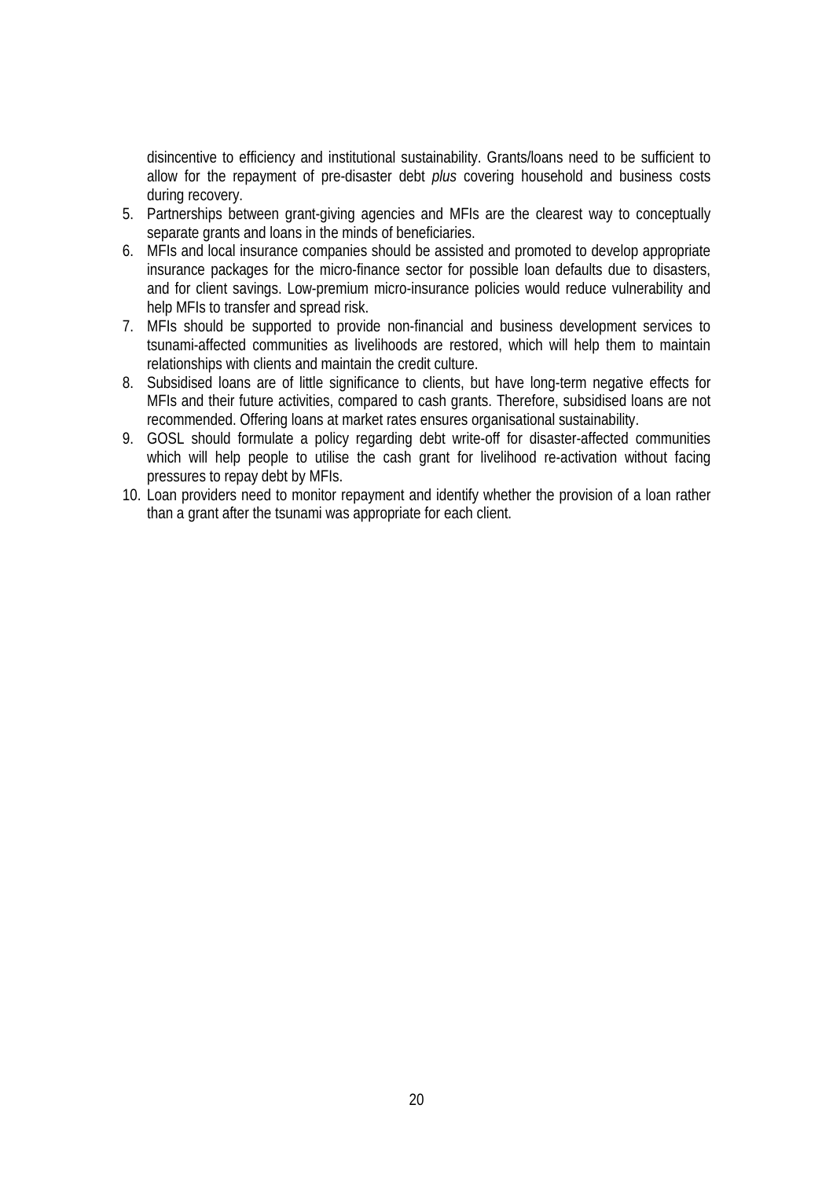disincentive to efficiency and institutional sustainability. Grants/loans need to be sufficient to allow for the repayment of pre-disaster debt *plus* covering household and business costs during recovery.

5. Partnerships between grant-giving agencies and MFIs are the clearest way to conceptually separate grants and loans in the minds of beneficiaries.
6. MFIs and local insurance companies should be assisted and promoted to develop appropriate insurance packages for the micro-finance sector for possible loan defaults due to disasters, and for client savings. Low-premium micro-insurance policies would reduce vulnerability and help MFIs to transfer and spread risk.
7. MFIs should be supported to provide non-financial and business development services to tsunami-affected communities as livelihoods are restored, which will help them to maintain relationships with clients and maintain the credit culture.
8. Subsidised loans are of little significance to clients, but have long-term negative effects for MFIs and their future activities, compared to cash grants. Therefore, subsidised loans are not recommended. Offering loans at market rates ensures organisational sustainability.
9. GOSL should formulate a policy regarding debt write-off for disaster-affected communities which will help people to utilise the cash grant for livelihood re-activation without facing pressures to repay debt by MFIs.
10. Loan providers need to monitor repayment and identify whether the provision of a loan rather than a grant after the tsunami was appropriate for each client.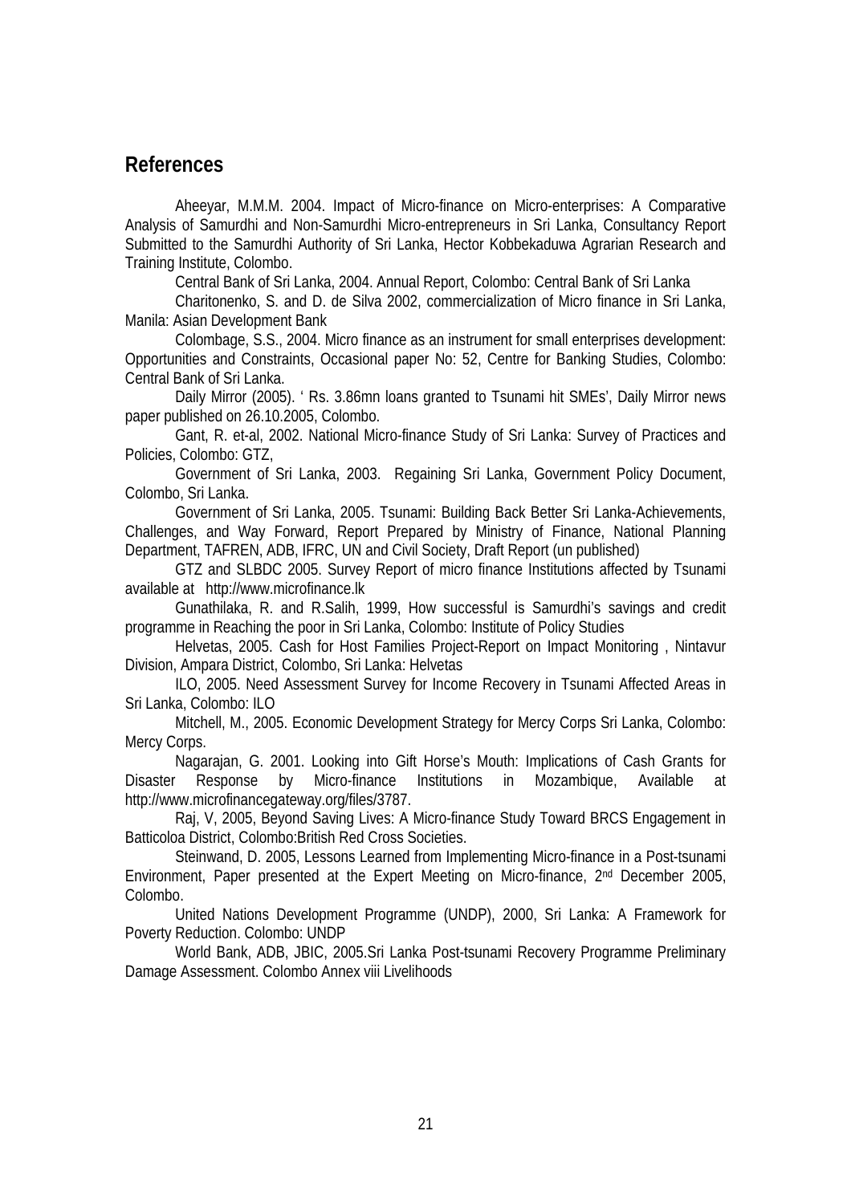## References

Aheeyar, M.M.M. 2004. Impact of Micro-finance on Micro-enterprises: A Comparative Analysis of Samurdhi and Non-Samurdhi Micro-entrepreneurs in Sri Lanka, Consultancy Report Submitted to the Samurdhi Authority of Sri Lanka, Hector Kobbekaduwa Agrarian Research and Training Institute, Colombo.

Central Bank of Sri Lanka, 2004. Annual Report, Colombo: Central Bank of Sri Lanka

Charitonenko, S. and D. de Silva 2002, commercialization of Micro finance in Sri Lanka, Manila: Asian Development Bank

Colombage, S.S., 2004. Micro finance as an instrument for small enterprises development: Opportunities and Constraints, Occasional paper No: 52, Centre for Banking Studies, Colombo: Central Bank of Sri Lanka.

Daily Mirror (2005). ' Rs. 3.86mn loans granted to Tsunami hit SMEs', Daily Mirror news paper published on 26.10.2005, Colombo.

Gant, R. et-al, 2002. National Micro-finance Study of Sri Lanka: Survey of Practices and Policies, Colombo: GTZ,

Government of Sri Lanka, 2003. Regaining Sri Lanka, Government Policy Document, Colombo, Sri Lanka.

Government of Sri Lanka, 2005. Tsunami: Building Back Better Sri Lanka-Achievements, Challenges, and Way Forward, Report Prepared by Ministry of Finance, National Planning Department, TAFREN, ADB, IFRC, UN and Civil Society, Draft Report (un published)

GTZ and SLBDC 2005. Survey Report of micro finance Institutions affected by Tsunami available at http://www.microfinance.lk

Gunathilaka, R. and R.Salih, 1999, How successful is Samurdhi's savings and credit programme in Reaching the poor in Sri Lanka, Colombo: Institute of Policy Studies

Helvetas, 2005. Cash for Host Families Project-Report on Impact Monitoring , Nintavur Division, Ampara District, Colombo, Sri Lanka: Helvetas

ILO, 2005. Need Assessment Survey for Income Recovery in Tsunami Affected Areas in Sri Lanka, Colombo: ILO

Mitchell, M., 2005. Economic Development Strategy for Mercy Corps Sri Lanka, Colombo: Mercy Corps.

Nagarajan, G. 2001. Looking into Gift Horse's Mouth: Implications of Cash Grants for Disaster Response by Micro-finance Institutions in Mozambique, Available at http://www.microfinancegateway.org/files/3787.

Raj, V, 2005, Beyond Saving Lives: A Micro-finance Study Toward BRCS Engagement in Batticoloa District, Colombo:British Red Cross Societies.

Steinwand, D. 2005, Lessons Learned from Implementing Micro-finance in a Post-tsunami Environment, Paper presented at the Expert Meeting on Micro-finance, 2nd December 2005, Colombo.

United Nations Development Programme (UNDP), 2000, Sri Lanka: A Framework for Poverty Reduction. Colombo: UNDP

World Bank, ADB, JBIC, 2005.Sri Lanka Post-tsunami Recovery Programme Preliminary Damage Assessment. Colombo Annex viii Livelihoods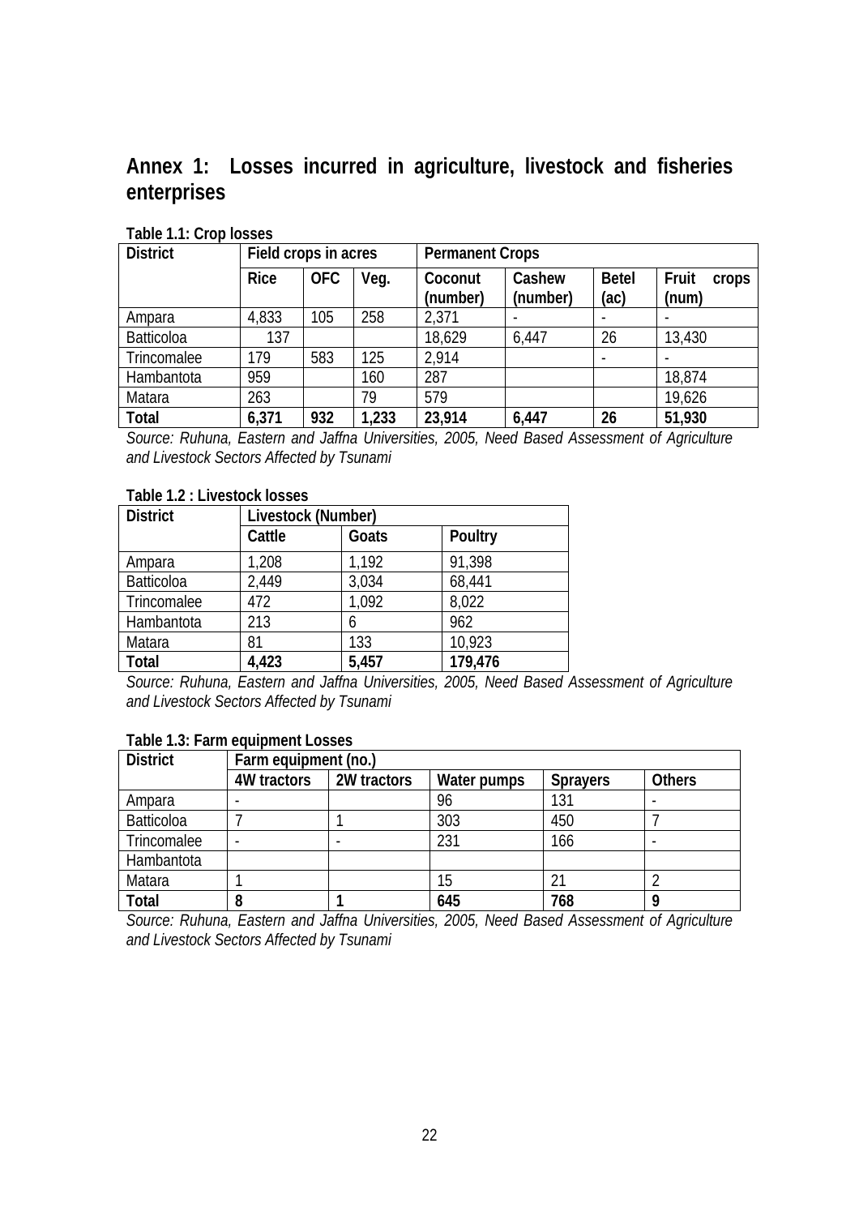# Annex 1: Losses incurred in agriculture, livestock and fisheries enterprises

**Table 1.1: Crop losses**

| District | Field crops in acres | | | Permanent Crops | | | |
|---|---|---|---|---|---|---|---|
| | Rice | OFC | Veg. | Coconut (number) | Cashew (number) | Betel (ac) | Fruit crops (num) |
| Ampara | 4,833 | 105 | 258 | 2,371 | - | - | - |
| Batticoloa | 137 | | | 18,629 | 6,447 | 26 | 13,430 |
| Trincomalee | 179 | 583 | 125 | 2,914 | | - | - |
| Hambantota | 959 | | 160 | 287 | | | 18,874 |
| Matara | 263 | | 79 | 579 | | | 19,626 |
| **Total** | **6,371** | **932** | **1,233** | **23,914** | **6,447** | **26** | **51,930** |

*Source: Ruhuna, Eastern and Jaffna Universities, 2005, Need Based Assessment of Agriculture and Livestock Sectors Affected by Tsunami*

**Table 1.2 : Livestock losses**

| District | Livestock (Number) | | |
|---|---|---|---|
| | Cattle | Goats | Poultry |
| Ampara | 1,208 | 1,192 | 91,398 |
| Batticoloa | 2,449 | 3,034 | 68,441 |
| Trincomalee | 472 | 1,092 | 8,022 |
| Hambantota | 213 | 6 | 962 |
| Matara | 81 | 133 | 10,923 |
| **Total** | **4,423** | **5,457** | **179,476** |

*Source: Ruhuna, Eastern and Jaffna Universities, 2005, Need Based Assessment of Agriculture and Livestock Sectors Affected by Tsunami*

**Table 1.3: Farm equipment Losses**

| District | Farm equipment (no.) | | | | |
|---|---|---|---|---|---|
| | 4W tractors | 2W tractors | Water pumps | Sprayers | Others |
| Ampara | - | | 96 | 131 | - |
| Batticoloa | 7 | 1 | 303 | 450 | 7 |
| Trincomalee | - | - | 231 | 166 | - |
| Hambantota | | | | | |
| Matara | 1 | | 15 | 21 | 2 |
| **Total** | **8** | **1** | **645** | **768** | **9** |

*Source: Ruhuna, Eastern and Jaffna Universities, 2005, Need Based Assessment of Agriculture and Livestock Sectors Affected by Tsunami*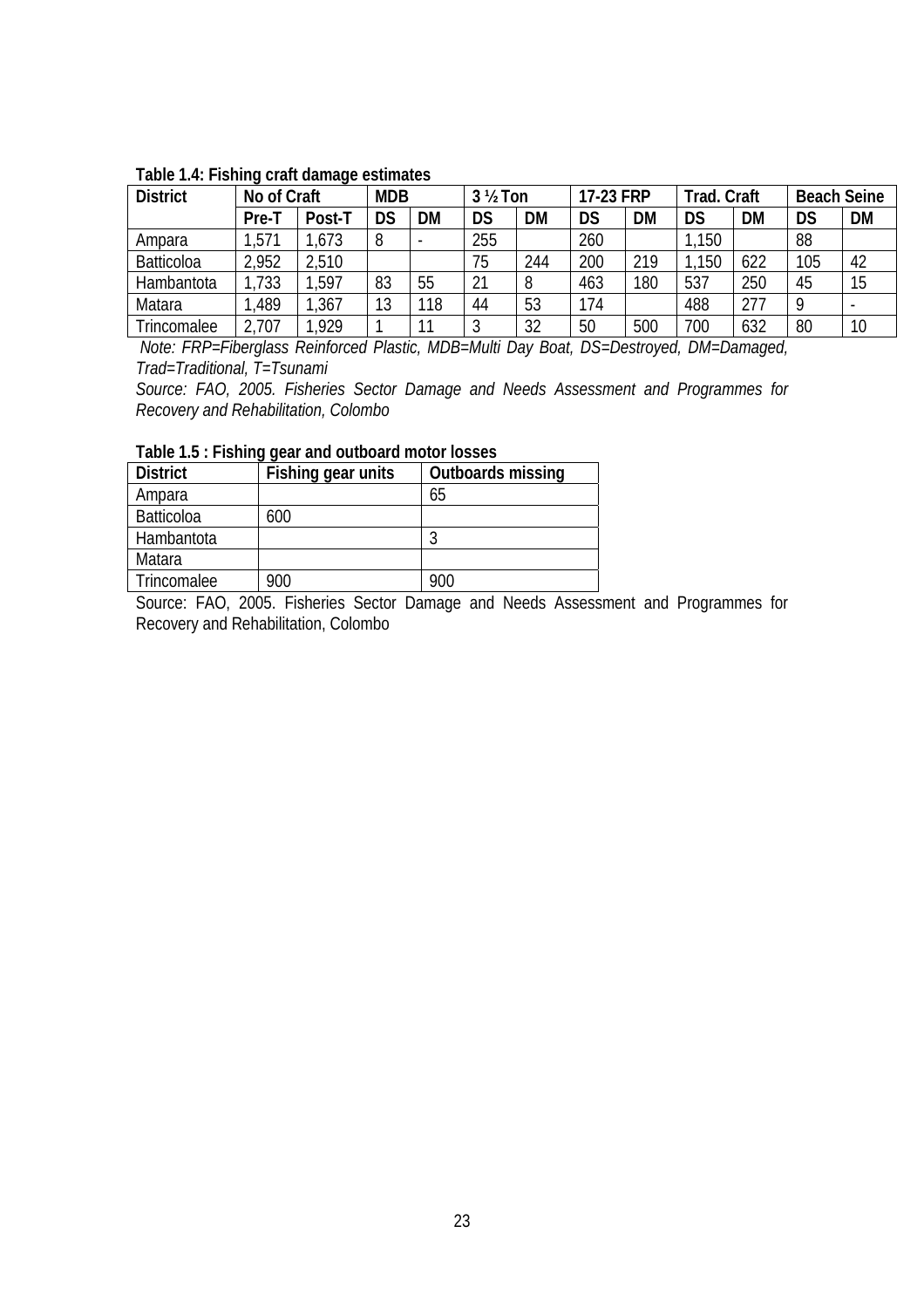**Table 1.4: Fishing craft damage estimates**

| District | No of Craft | | MDB | | 3 ½ Ton | | 17-23 FRP | | Trad. Craft | | Beach Seine | |
|---|---|---|---|---|---|---|---|---|---|---|---|---|
| | Pre-T | Post-T | DS | DM | DS | DM | DS | DM | DS | DM | DS | DM |
| Ampara | 1,571 | 1,673 | 8 | - | 255 | | 260 | | 1,150 | | 88 | |
| Batticoloa | 2,952 | 2,510 | | | 75 | 244 | 200 | 219 | 1,150 | 622 | 105 | 42 |
| Hambantota | 1,733 | 1,597 | 83 | 55 | 21 | 8 | 463 | 180 | 537 | 250 | 45 | 15 |
| Matara | 1,489 | 1,367 | 13 | 118 | 44 | 53 | 174 | | 488 | 277 | 9 | - |
| Trincomalee | 2,707 | 1,929 | 1 | 11 | 3 | 32 | 50 | 500 | 700 | 632 | 80 | 10 |

*Note: FRP=Fiberglass Reinforced Plastic, MDB=Multi Day Boat, DS=Destroyed, DM=Damaged, Trad=Traditional, T=Tsunami*

*Source: FAO, 2005. Fisheries Sector Damage and Needs Assessment and Programmes for Recovery and Rehabilitation, Colombo*

**Table 1.5 : Fishing gear and outboard motor losses**

| District | Fishing gear units | Outboards missing |
|---|---|---|
| Ampara | | 65 |
| Batticoloa | 600 | |
| Hambantota | | 3 |
| Matara | | |
| Trincomalee | 900 | 900 |

Source: FAO, 2005. Fisheries Sector Damage and Needs Assessment and Programmes for Recovery and Rehabilitation, Colombo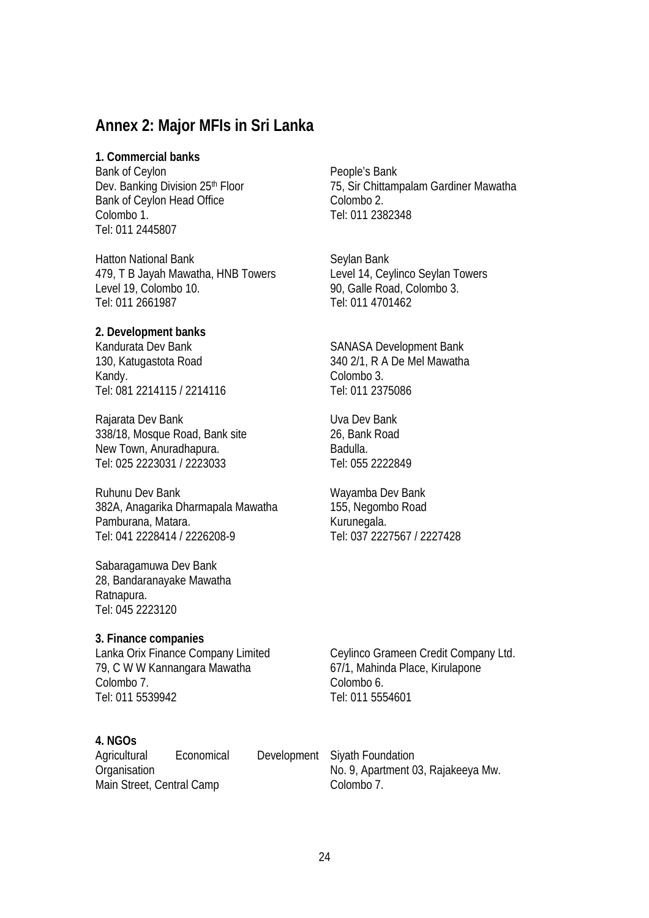## Annex 2: Major MFIs in Sri Lanka

**1. Commercial banks**

Bank of Ceylon
Dev. Banking Division 25th Floor
Bank of Ceylon Head Office
Colombo 1.
Tel: 011 2445807

People's Bank
75, Sir Chittampalam Gardiner Mawatha
Colombo 2.
Tel: 011 2382348

Hatton National Bank
479, T B Jayah Mawatha, HNB Towers
Level 19, Colombo 10.
Tel: 011 2661987

Seylan Bank
Level 14, Ceylinco Seylan Towers
90, Galle Road, Colombo 3.
Tel: 011 4701462

**2. Development banks**

Kandurata Dev Bank
130, Katugastota Road
Kandy.
Tel: 081 2214115 / 2214116

SANASA Development Bank
340 2/1, R A De Mel Mawatha
Colombo 3.
Tel: 011 2375086

Rajarata Dev Bank
338/18, Mosque Road, Bank site
New Town, Anuradhapura.
Tel: 025 2223031 / 2223033

Uva Dev Bank
26, Bank Road
Badulla.
Tel: 055 2222849

Ruhunu Dev Bank
382A, Anagarika Dharmapala Mawatha
Pamburana, Matara.
Tel: 041 2228414 / 2226208-9

Wayamba Dev Bank
155, Negombo Road
Kurunegala.
Tel: 037 2227567 / 2227428

Sabaragamuwa Dev Bank
28, Bandaranayake Mawatha
Ratnapura.
Tel: 045 2223120

**3. Finance companies**

Lanka Orix Finance Company Limited
79, C W W Kannangara Mawatha
Colombo 7.
Tel: 011 5539942

Ceylinco Grameen Credit Company Ltd.
67/1, Mahinda Place, Kirulapone
Colombo 6.
Tel: 011 5554601

**4. NGOs**

Agricultural Economical Development Organisation
Main Street, Central Camp

Siyath Foundation
No. 9, Apartment 03, Rajakeeya Mw.
Colombo 7.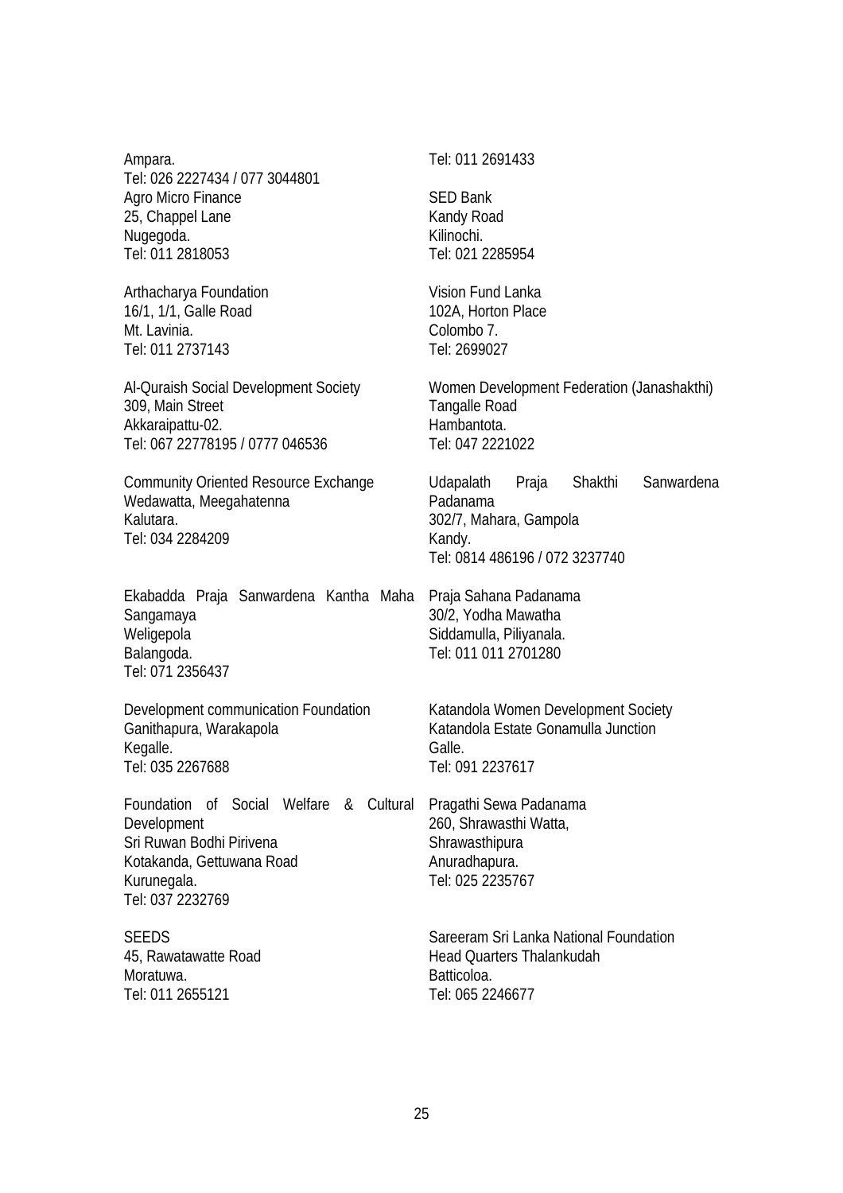Ampara.
Tel: 026 2227434 / 077 3044801

Agro Micro Finance
25, Chappel Lane
Nugegoda.
Tel: 011 2818053

Arthacharya Foundation
16/1, 1/1, Galle Road
Mt. Lavinia.
Tel: 011 2737143

Al-Quraish Social Development Society
309, Main Street
Akkaraipattu-02.
Tel: 067 22778195 / 0777 046536

Community Oriented Resource Exchange
Wedawatta, Meegahatenna
Kalutara.
Tel: 034 2284209

Ekabadda Praja Sanwardena Kantha Maha Sangamaya
Weligepola
Balangoda.
Tel: 071 2356437

Development communication Foundation
Ganithapura, Warakapola
Kegalle.
Tel: 035 2267688

Foundation of Social Welfare & Cultural Development
Sri Ruwan Bodhi Pirivena
Kotakanda, Gettuwana Road
Kurunegala.
Tel: 037 2232769

SEEDS
45, Rawatawatte Road
Moratuwa.
Tel: 011 2655121

Tel: 011 2691433

SED Bank
Kandy Road
Kilinochi.
Tel: 021 2285954

Vision Fund Lanka
102A, Horton Place
Colombo 7.
Tel: 2699027

Women Development Federation (Janashakthi)
Tangalle Road
Hambantota.
Tel: 047 2221022

Udapalath Praja Shakthi Sanwardena Padanama
302/7, Mahara, Gampola
Kandy.
Tel: 0814 486196 / 072 3237740

Praja Sahana Padanama
30/2, Yodha Mawatha
Siddamulla, Piliyanala.
Tel: 011 011 2701280

Katandola Women Development Society
Katandola Estate Gonamulla Junction
Galle.
Tel: 091 2237617

Pragathi Sewa Padanama
260, Shrawasthi Watta,
Shrawasthipura
Anuradhapura.
Tel: 025 2235767

Sareeram Sri Lanka National Foundation
Head Quarters Thalankudah
Batticoloa.
Tel: 065 2246677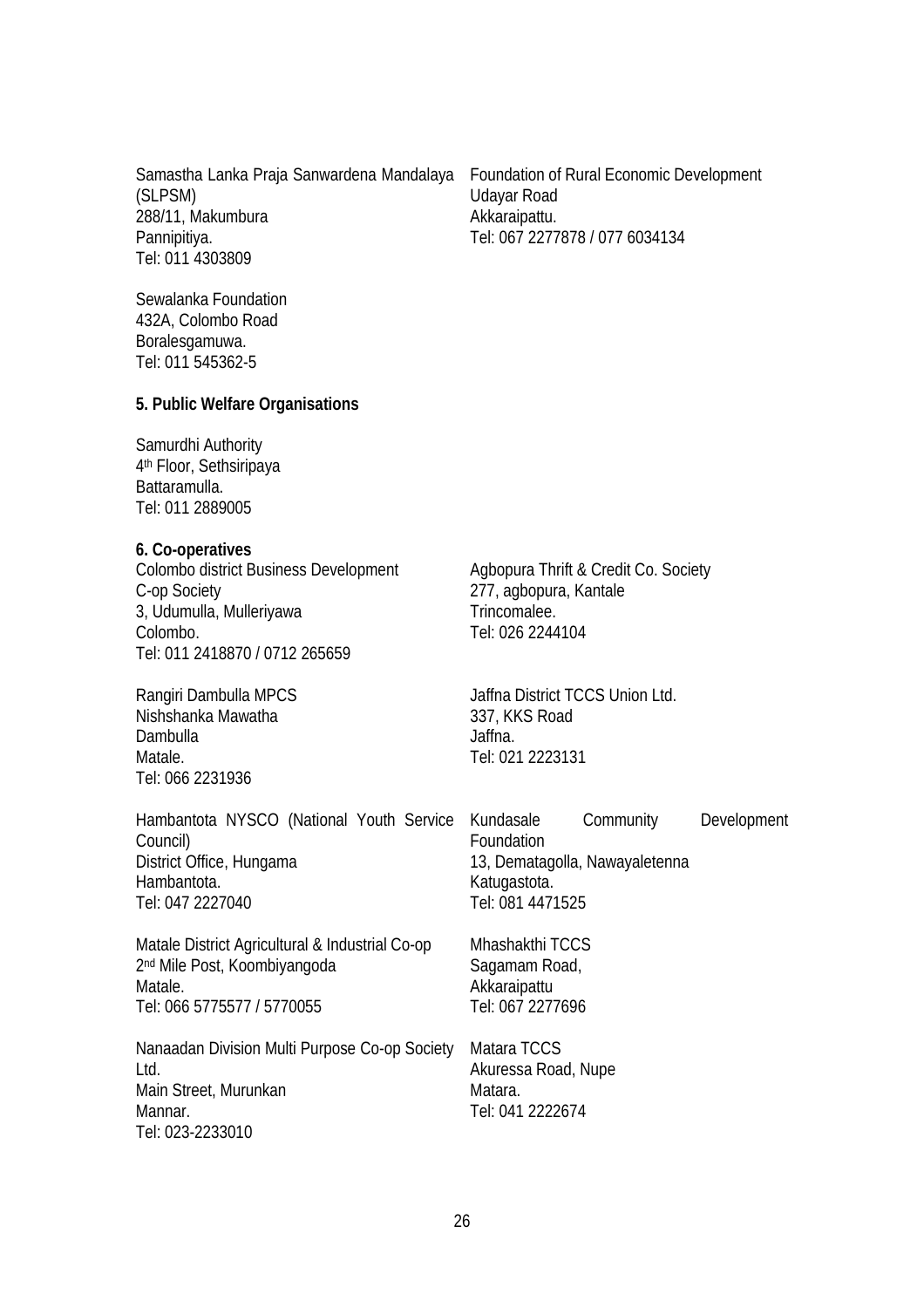Samastha Lanka Praja Sanwardena Mandalaya (SLPSM)
288/11, Makumbura
Pannipitiya.
Tel: 011 4303809

Foundation of Rural Economic Development
Udayar Road
Akkaraipattu.
Tel: 067 2277878 / 077 6034134

Sewalanka Foundation
432A, Colombo Road
Boralesgamuwa.
Tel: 011 545362-5

**5. Public Welfare Organisations**

Samurdhi Authority
4th Floor, Sethsiripaya
Battaramulla.
Tel: 011 2889005

**6. Co-operatives**

Colombo district Business Development C-op Society
3, Udumulla, Mulleriyawa
Colombo.
Tel: 011 2418870 / 0712 265659

Agbopura Thrift & Credit Co. Society
277, agbopura, Kantale
Trincomalee.
Tel: 026 2244104

Rangiri Dambulla MPCS
Nishshanka Mawatha
Dambulla
Matale.
Tel: 066 2231936

Jaffna District TCCS Union Ltd.
337, KKS Road
Jaffna.
Tel: 021 2223131

Hambantota NYSCO (National Youth Service Council)
District Office, Hungama
Hambantota.
Tel: 047 2227040

Kundasale Community Development Foundation
13, Dematagolla, Nawayaletenna
Katugastota.
Tel: 081 4471525

Matale District Agricultural & Industrial Co-op
2nd Mile Post, Koombiyangoda
Matale.
Tel: 066 5775577 / 5770055

Mhashakthi TCCS
Sagamam Road,
Akkaraipattu
Tel: 067 2277696

Nanaadan Division Multi Purpose Co-op Society Ltd.
Main Street, Murunkan
Mannar.
Tel: 023-2233010

Matara TCCS
Akuressa Road, Nupe
Matara.
Tel: 041 2222674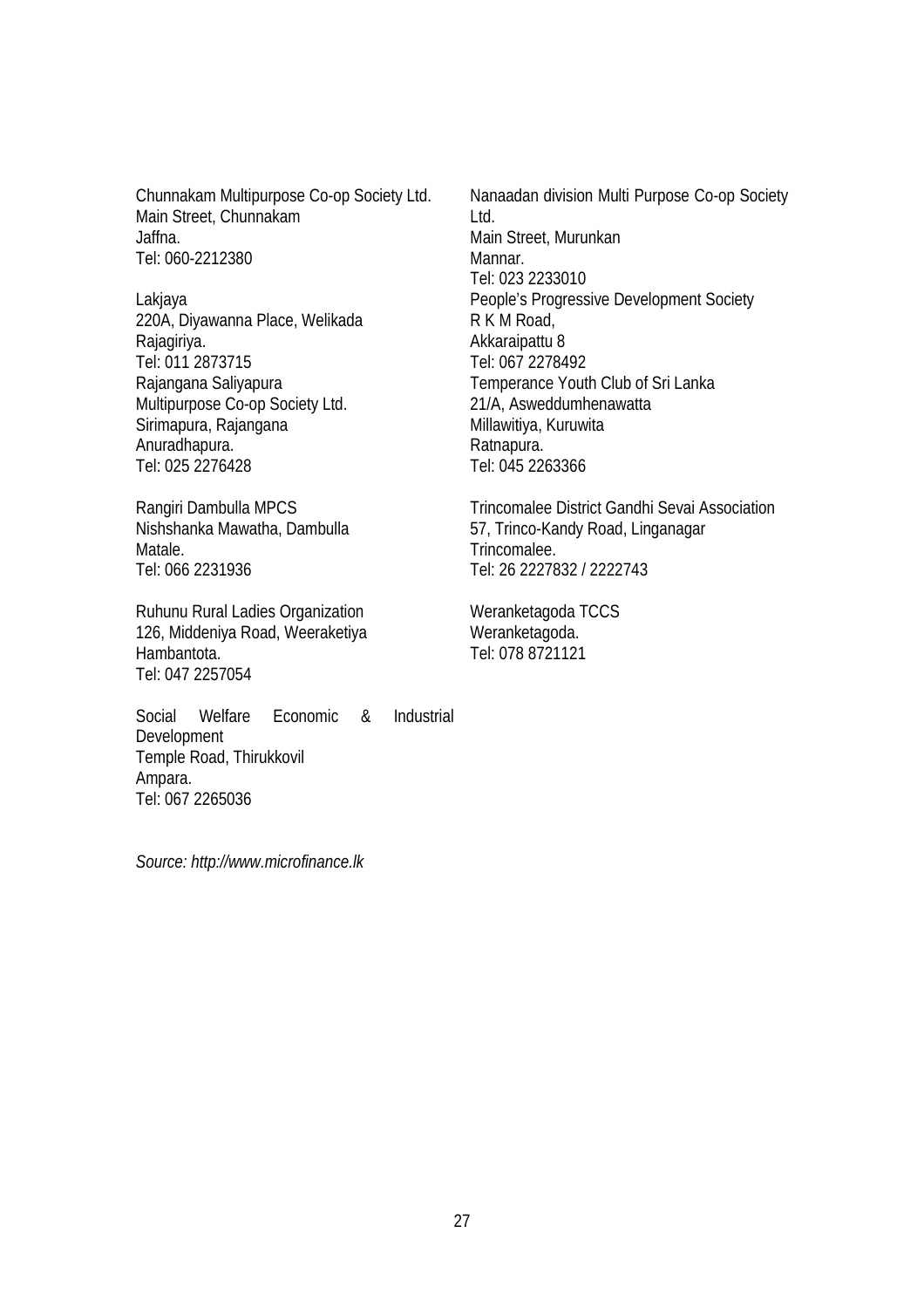Chunnakam Multipurpose Co-op Society Ltd.
Main Street, Chunnakam
Jaffna.
Tel: 060-2212380

Lakjaya
220A, Diyawanna Place, Welikada
Rajagiriya.
Tel: 011 2873715

Rajangana Saliyapura
Multipurpose Co-op Society Ltd.
Sirimapura, Rajangana
Anuradhapura.
Tel: 025 2276428

Rangiri Dambulla MPCS
Nishshanka Mawatha, Dambulla
Matale.
Tel: 066 2231936

Ruhunu Rural Ladies Organization
126, Middeniya Road, Weeraketiya
Hambantota.
Tel: 047 2257054

Social Welfare Economic & Industrial Development
Temple Road, Thirukkovil
Ampara.
Tel: 067 2265036

Nanaadan division Multi Purpose Co-op Society Ltd.
Main Street, Murunkan
Mannar.
Tel: 023 2233010

People's Progressive Development Society
R K M Road,
Akkaraipattu 8
Tel: 067 2278492

Temperance Youth Club of Sri Lanka
21/A, Asweddumhenawatta
Millawitiya, Kuruwita
Ratnapura.
Tel: 045 2263366

Trincomalee District Gandhi Sevai Association
57, Trinco-Kandy Road, Linganagar
Trincomalee.
Tel: 26 2227832 / 2222743

Weranketagoda TCCS
Weranketagoda.
Tel: 078 8721121

*Source: http://www.microfinance.lk*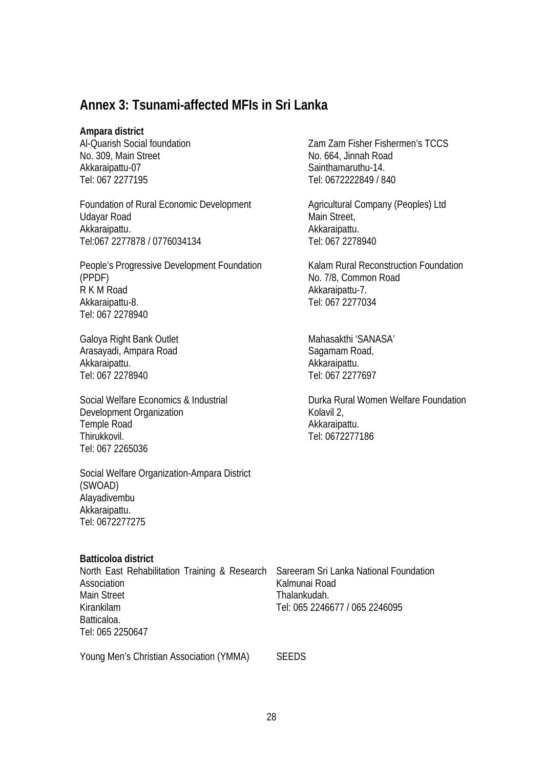## Annex 3: Tsunami-affected MFIs in Sri Lanka

**Ampara district**

Al-Quarish Social foundation
No. 309, Main Street
Akkaraipattu-07
Tel: 067 2277195

Foundation of Rural Economic Development
Udayar Road
Akkaraipattu.
Tel:067 2277878 / 0776034134

People's Progressive Development Foundation (PPDF)
R K M Road
Akkaraipattu-8.
Tel: 067 2278940

Galoya Right Bank Outlet
Arasayadi, Ampara Road
Akkaraipattu.
Tel: 067 2278940

Social Welfare Economics & Industrial Development Organization
Temple Road
Thirukkovil.
Tel: 067 2265036

Social Welfare Organization-Ampara District (SWOAD)
Alayadivembu
Akkaraipattu.
Tel: 0672277275

Zam Zam Fisher Fishermen's TCCS
No. 664, Jinnah Road
Sainthamaruthu-14.
Tel: 0672222849 / 840

Agricultural Company (Peoples) Ltd
Main Street,
Akkaraipattu.
Tel: 067 2278940

Kalam Rural Reconstruction Foundation
No. 7/8, Common Road
Akkaraipattu-7.
Tel: 067 2277034

Mahasakthi 'SANASA'
Sagamam Road,
Akkaraipattu.
Tel: 067 2277697

Durka Rural Women Welfare Foundation
Kolavil 2,
Akkaraipattu.
Tel: 0672277186

**Batticoloa district**

North East Rehabilitation Training & Research Association
Main Street
Kirankilam
Batticaloa.
Tel: 065 2250647

Sareeram Sri Lanka National Foundation
Kalmunai Road
Thalankudah.
Tel: 065 2246677 / 065 2246095

Young Men's Christian Association (YMMA)

SEEDS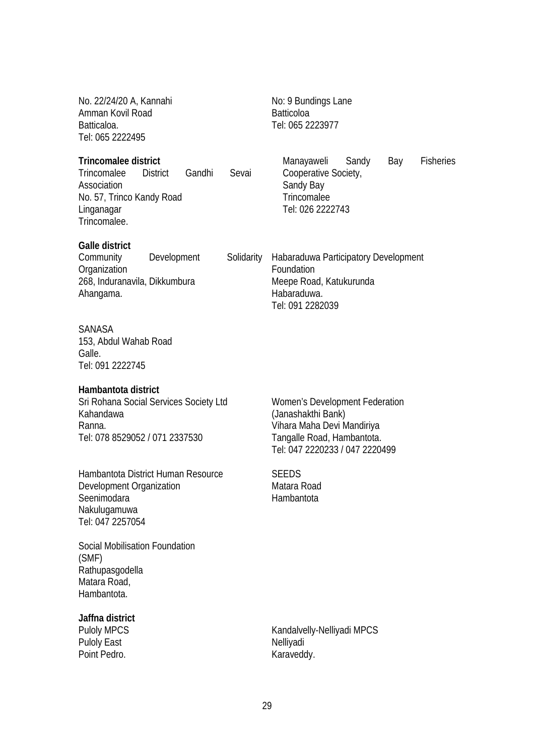No. 22/24/20 A, Kannahi
Amman Kovil Road
Batticaloa.
Tel: 065 2222495

No: 9 Bundings Lane
Batticoloa
Tel: 065 2223977

**Trincomalee district**

Trincomalee District Gandhi Sevai Association
No. 57, Trinco Kandy Road
Linganagar
Trincomalee.

Manayaweli Sandy Bay Fisheries Cooperative Society,
Sandy Bay
Trincomalee
Tel: 026 2222743

**Galle district**

Community Development Solidarity Organization
268, Induranavila, Dikkumbura
Ahangama.

Habaraduwa Participatory Development Foundation
Meepe Road, Katukurunda
Habaraduwa.
Tel: 091 2282039

SANASA
153, Abdul Wahab Road
Galle.
Tel: 091 2222745

**Hambantota district**

Sri Rohana Social Services Society Ltd
Kahandawa
Ranna.
Tel: 078 8529052 / 071 2337530

Women's Development Federation
(Janashakthi Bank)
Vihara Maha Devi Mandiriya
Tangalle Road, Hambantota.
Tel: 047 2220233 / 047 2220499

Hambantota District Human Resource Development Organization
Seenimodara
Nakulugamuwa
Tel: 047 2257054

SEEDS
Matara Road
Hambantota

Social Mobilisation Foundation (SMF)
Rathupasgodella
Matara Road,
Hambantota.

**Jaffna district**

Puloly MPCS
Puloly East
Point Pedro.

Kandalvelly-Nelliyadi MPCS
Nelliyadi
Karaveddy.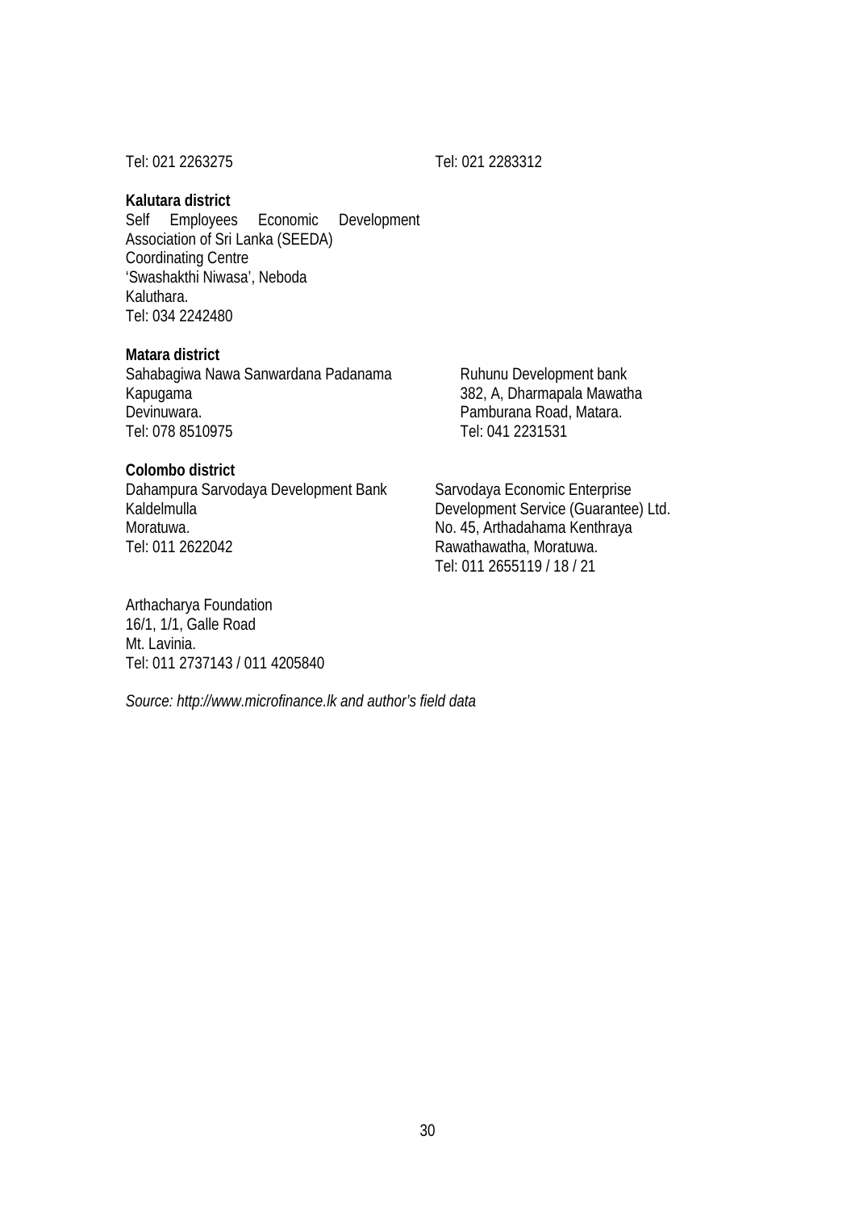Tel: 021 2263275

Tel: 021 2283312

**Kalutara district**

Self Employees Economic Development Association of Sri Lanka (SEEDA)
Coordinating Centre
'Swashakthi Niwasa', Neboda
Kaluthara.
Tel: 034 2242480

**Matara district**

Sahabagiwa Nawa Sanwardana Padanama
Kapugama
Devinuwara.
Tel: 078 8510975

Ruhunu Development bank
382, A, Dharmapala Mawatha
Pamburana Road, Matara.
Tel: 041 2231531

**Colombo district**

Dahampura Sarvodaya Development Bank
Kaldelmulla
Moratuwa.
Tel: 011 2622042

Sarvodaya Economic Enterprise Development Service (Guarantee) Ltd.
No. 45, Arthadahama Kenthraya
Rawathawatha, Moratuwa.
Tel: 011 2655119 / 18 / 21

Arthacharya Foundation
16/1, 1/1, Galle Road
Mt. Lavinia.
Tel: 011 2737143 / 011 4205840

*Source: http://www.microfinance.lk and author's field data*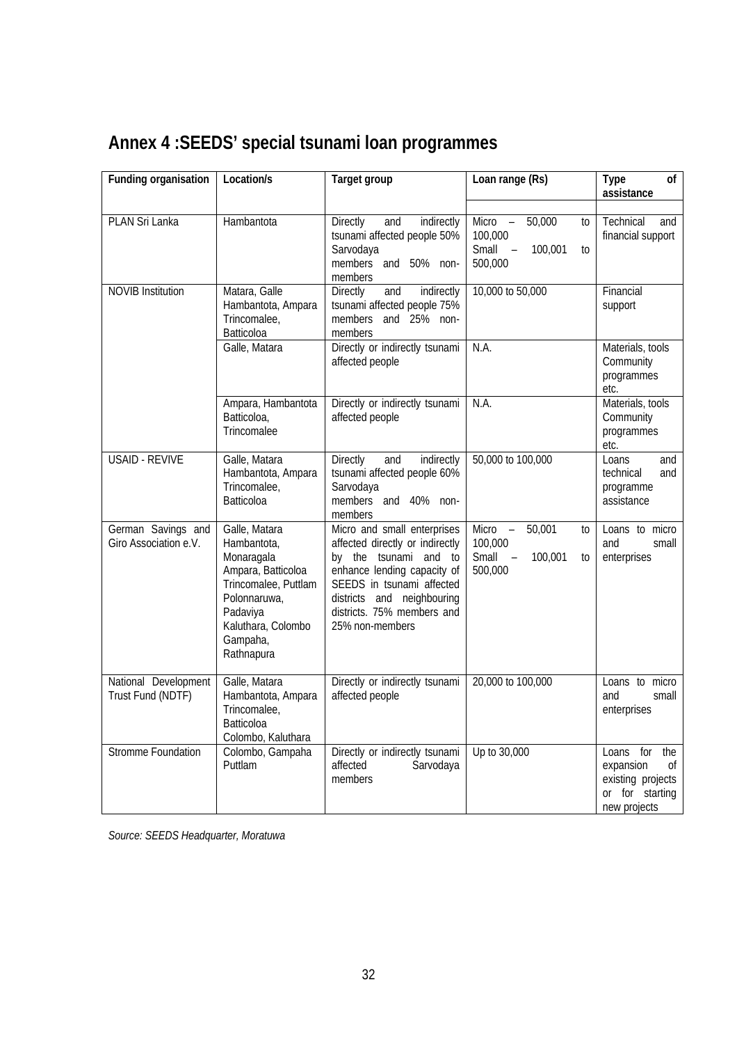# Annex 4 :SEEDS' special tsunami loan programmes

| Funding organisation | Location/s | Target group | Loan range (Rs) | Type of assistance |
|---|---|---|---|---|
| PLAN Sri Lanka | Hambantota | Directly and indirectly tsunami affected people 50% Sarvodaya members and 50% non-members | Micro – 50,000 to 100,000<br>Small – 100,001 to 500,000 | Technical and financial support |
| NOVIB Institution | Matara, Galle Hambantota, Ampara Trincomalee, Batticoloa | Directly and indirectly tsunami affected people 75% members and 25% non-members | 10,000 to 50,000 | Financial support |
| | Galle, Matara | Directly or indirectly tsunami affected people | N.A. | Materials, tools Community programmes etc. |
| | Ampara, Hambantota Batticoloa, Trincomalee | Directly or indirectly tsunami affected people | N.A. | Materials, tools Community programmes etc. |
| USAID - REVIVE | Galle, Matara Hambantota, Ampara Trincomalee, Batticoloa | Directly and indirectly tsunami affected people 60% Sarvodaya members and 40% non-members | 50,000 to 100,000 | Loans and technical and programme assistance |
| German Savings and Giro Association e.V. | Galle, Matara Hambantota, Monaragala Ampara, Batticoloa Trincomalee, Puttlam Polonnaruwa, Padaviya Kaluthara, Colombo Gampaha, Rathnapura | Micro and small enterprises affected directly or indirectly by the tsunami and to enhance lending capacity of SEEDS in tsunami affected districts and neighbouring districts. 75% members and 25% non-members | Micro – 50,001 to 100,000<br>Small – 100,001 to 500,000 | Loans to micro and small enterprises |
| National Development Trust Fund (NDTF) | Galle, Matara Hambantota, Ampara Trincomalee, Batticoloa Colombo, Kaluthara | Directly or indirectly tsunami affected people | 20,000 to 100,000 | Loans to micro and small enterprises |
| Stromme Foundation | Colombo, Gampaha Puttlam | Directly or indirectly tsunami affected Sarvodaya members | Up to 30,000 | Loans for the expansion of existing projects or for starting new projects |

*Source: SEEDS Headquarter, Moratuwa*